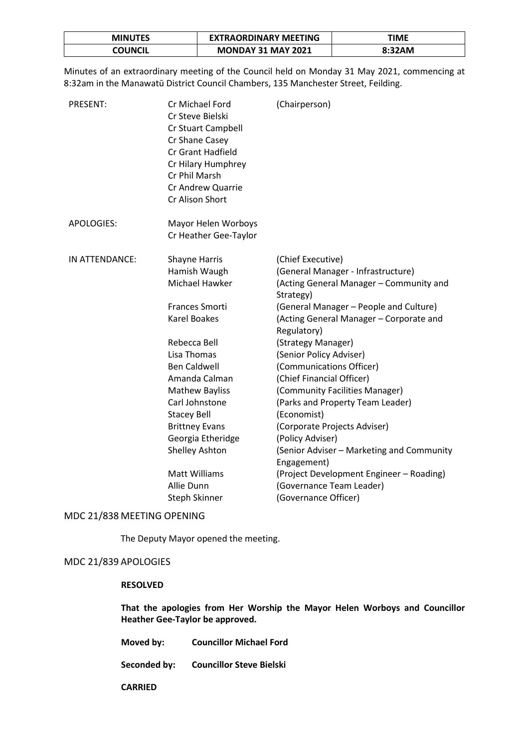| MINUTES | EXTRAORDINARY MEETING | TIME |
|---|---|---|
| COUNCIL | MONDAY 31 MAY 2021 | 8:32AM |

Minutes of an extraordinary meeting of the Council held on Monday 31 May 2021, commencing at 8:32am in the Manawatū District Council Chambers, 135 Manchester Street, Feilding.

| | | |
|---|---|---|
| PRESENT: | Cr Michael Ford | (Chairperson) |
| | Cr Steve Bielski | |
| | Cr Stuart Campbell | |
| | Cr Shane Casey | |
| | Cr Grant Hadfield | |
| | Cr Hilary Humphrey | |
| | Cr Phil Marsh | |
| | Cr Andrew Quarrie | |
| | Cr Alison Short | |
| APOLOGIES: | Mayor Helen Worboys | |
| | Cr Heather Gee-Taylor | |
| IN ATTENDANCE: | Shayne Harris | (Chief Executive) |
| | Hamish Waugh | (General Manager - Infrastructure) |
| | Michael Hawker | (Acting General Manager – Community and Strategy) |
| | Frances Smorti | (General Manager – People and Culture) |
| | Karel Boakes | (Acting General Manager – Corporate and Regulatory) |
| | Rebecca Bell | (Strategy Manager) |
| | Lisa Thomas | (Senior Policy Adviser) |
| | Ben Caldwell | (Communications Officer) |
| | Amanda Calman | (Chief Financial Officer) |
| | Mathew Bayliss | (Community Facilities Manager) |
| | Carl Johnstone | (Parks and Property Team Leader) |
| | Stacey Bell | (Economist) |
| | Brittney Evans | (Corporate Projects Adviser) |
| | Georgia Etheridge | (Policy Adviser) |
| | Shelley Ashton | (Senior Adviser – Marketing and Community Engagement) |
| | Matt Williams | (Project Development Engineer – Roading) |
| | Allie Dunn | (Governance Team Leader) |
| | Steph Skinner | (Governance Officer) |

## MDC 21/838 MEETING OPENING

The Deputy Mayor opened the meeting.

## MDC 21/839 APOLOGIES

**RESOLVED**

**That the apologies from Her Worship the Mayor Helen Worboys and Councillor Heather Gee-Taylor be approved.**

**Moved by: Councillor Michael Ford**

**Seconded by: Councillor Steve Bielski**

**CARRIED**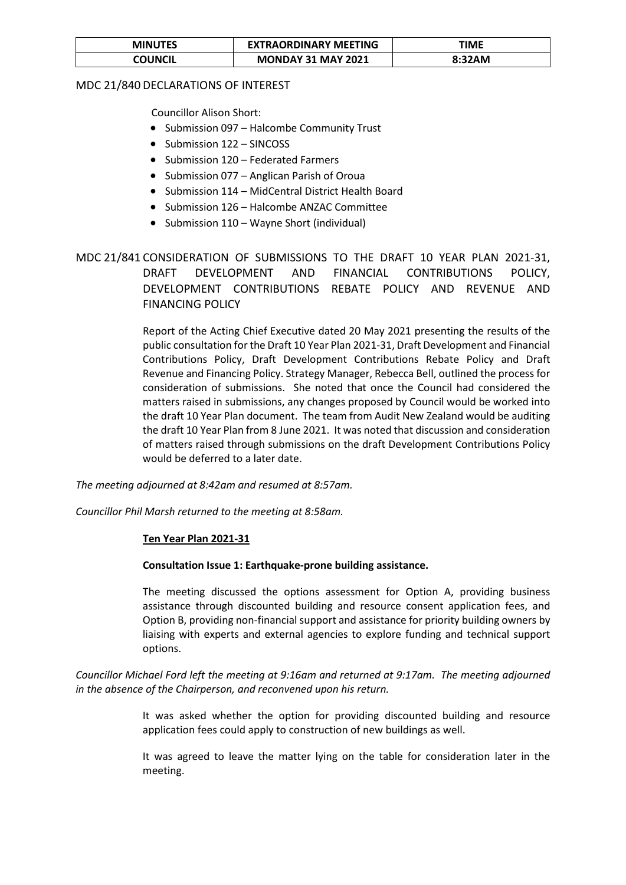| MINUTES | EXTRAORDINARY MEETING | TIME |
|---|---|---|
| COUNCIL | MONDAY 31 MAY 2021 | 8:32AM |

MDC 21/840 DECLARATIONS OF INTEREST

Councillor Alison Short:

- Submission 097 – Halcombe Community Trust
- Submission 122 – SINCOSS
- Submission 120 – Federated Farmers
- Submission 077 – Anglican Parish of Oroua
- Submission 114 – MidCentral District Health Board
- Submission 126 – Halcombe ANZAC Committee
- Submission 110 – Wayne Short (individual)

MDC 21/841 CONSIDERATION OF SUBMISSIONS TO THE DRAFT 10 YEAR PLAN 2021-31, DRAFT DEVELOPMENT AND FINANCIAL CONTRIBUTIONS POLICY, DEVELOPMENT CONTRIBUTIONS REBATE POLICY AND REVENUE AND FINANCING POLICY

Report of the Acting Chief Executive dated 20 May 2021 presenting the results of the public consultation for the Draft 10 Year Plan 2021-31, Draft Development and Financial Contributions Policy, Draft Development Contributions Rebate Policy and Draft Revenue and Financing Policy. Strategy Manager, Rebecca Bell, outlined the process for consideration of submissions. She noted that once the Council had considered the matters raised in submissions, any changes proposed by Council would be worked into the draft 10 Year Plan document. The team from Audit New Zealand would be auditing the draft 10 Year Plan from 8 June 2021. It was noted that discussion and consideration of matters raised through submissions on the draft Development Contributions Policy would be deferred to a later date.

*The meeting adjourned at 8:42am and resumed at 8:57am.*

*Councillor Phil Marsh returned to the meeting at 8:58am.*

**Ten Year Plan 2021-31**

**Consultation Issue 1: Earthquake-prone building assistance.**

The meeting discussed the options assessment for Option A, providing business assistance through discounted building and resource consent application fees, and Option B, providing non-financial support and assistance for priority building owners by liaising with experts and external agencies to explore funding and technical support options.

*Councillor Michael Ford left the meeting at 9:16am and returned at 9:17am. The meeting adjourned in the absence of the Chairperson, and reconvened upon his return.*

It was asked whether the option for providing discounted building and resource application fees could apply to construction of new buildings as well.

It was agreed to leave the matter lying on the table for consideration later in the meeting.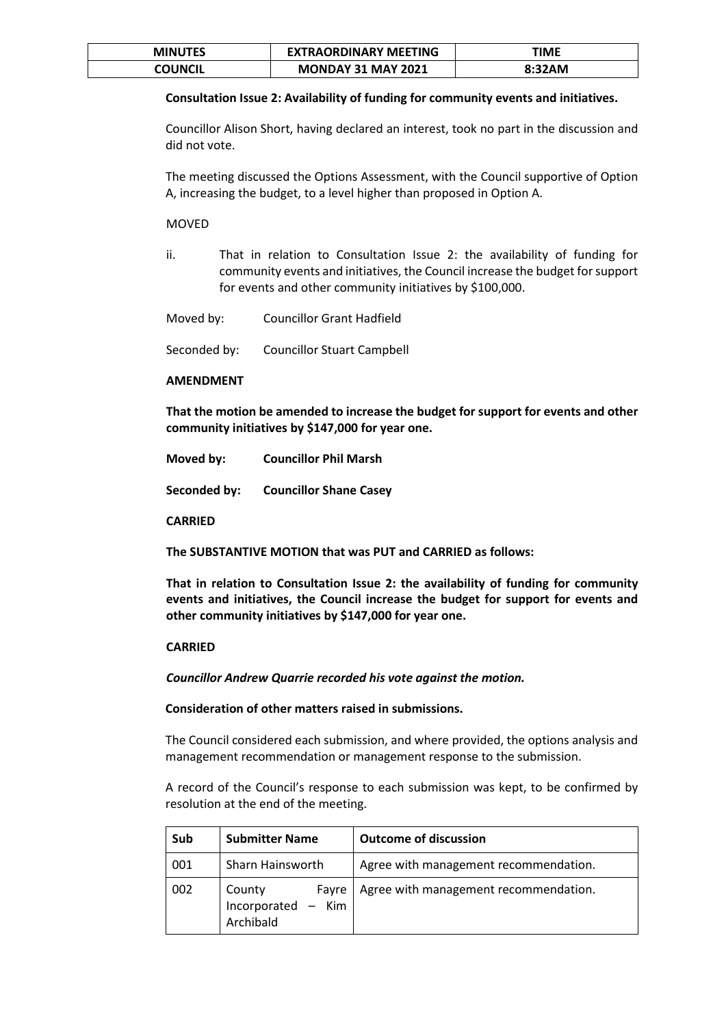**Consultation Issue 2: Availability of funding for community events and initiatives.**

Councillor Alison Short, having declared an interest, took no part in the discussion and did not vote.

The meeting discussed the Options Assessment, with the Council supportive of Option A, increasing the budget, to a level higher than proposed in Option A.

MOVED

ii. That in relation to Consultation Issue 2: the availability of funding for community events and initiatives, the Council increase the budget for support for events and other community initiatives by $100,000.

Moved by: Councillor Grant Hadfield

Seconded by: Councillor Stuart Campbell

**AMENDMENT**

**That the motion be amended to increase the budget for support for events and other community initiatives by $147,000 for year one.**

**Moved by: Councillor Phil Marsh**

**Seconded by: Councillor Shane Casey**

**CARRIED**

**The SUBSTANTIVE MOTION that was PUT and CARRIED as follows:**

**That in relation to Consultation Issue 2: the availability of funding for community events and initiatives, the Council increase the budget for support for events and other community initiatives by $147,000 for year one.**

**CARRIED**

***Councillor Andrew Quarrie recorded his vote against the motion.***

**Consideration of other matters raised in submissions.**

The Council considered each submission, and where provided, the options analysis and management recommendation or management response to the submission.

A record of the Council's response to each submission was kept, to be confirmed by resolution at the end of the meeting.

| Sub | Submitter Name | Outcome of discussion |
|---|---|---|
| 001 | Sharn Hainsworth | Agree with management recommendation. |
| 002 | County Fayre Incorporated – Kim Archibald | Agree with management recommendation. |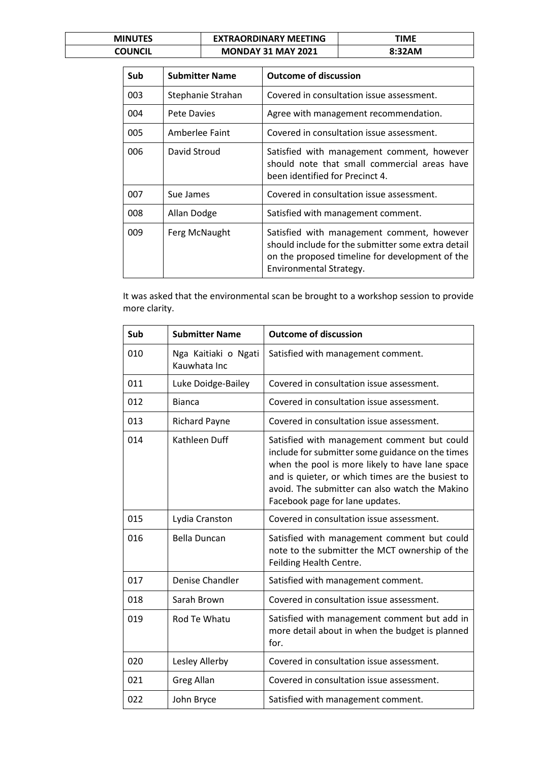| Sub | Submitter Name | Outcome of discussion |
|---|---|---|
| 003 | Stephanie Strahan | Covered in consultation issue assessment. |
| 004 | Pete Davies | Agree with management recommendation. |
| 005 | Amberlee Faint | Covered in consultation issue assessment. |
| 006 | David Stroud | Satisfied with management comment, however should note that small commercial areas have been identified for Precinct 4. |
| 007 | Sue James | Covered in consultation issue assessment. |
| 008 | Allan Dodge | Satisfied with management comment. |
| 009 | Ferg McNaught | Satisfied with management comment, however should include for the submitter some extra detail on the proposed timeline for development of the Environmental Strategy. |

It was asked that the environmental scan be brought to a workshop session to provide more clarity.

| Sub | Submitter Name | Outcome of discussion |
|---|---|---|
| 010 | Nga Kaitiaki o Ngati Kauwhata Inc | Satisfied with management comment. |
| 011 | Luke Doidge-Bailey | Covered in consultation issue assessment. |
| 012 | Bianca | Covered in consultation issue assessment. |
| 013 | Richard Payne | Covered in consultation issue assessment. |
| 014 | Kathleen Duff | Satisfied with management comment but could include for submitter some guidance on the times when the pool is more likely to have lane space and is quieter, or which times are the busiest to avoid. The submitter can also watch the Makino Facebook page for lane updates. |
| 015 | Lydia Cranston | Covered in consultation issue assessment. |
| 016 | Bella Duncan | Satisfied with management comment but could note to the submitter the MCT ownership of the Feilding Health Centre. |
| 017 | Denise Chandler | Satisfied with management comment. |
| 018 | Sarah Brown | Covered in consultation issue assessment. |
| 019 | Rod Te Whatu | Satisfied with management comment but add in more detail about in when the budget is planned for. |
| 020 | Lesley Allerby | Covered in consultation issue assessment. |
| 021 | Greg Allan | Covered in consultation issue assessment. |
| 022 | John Bryce | Satisfied with management comment. |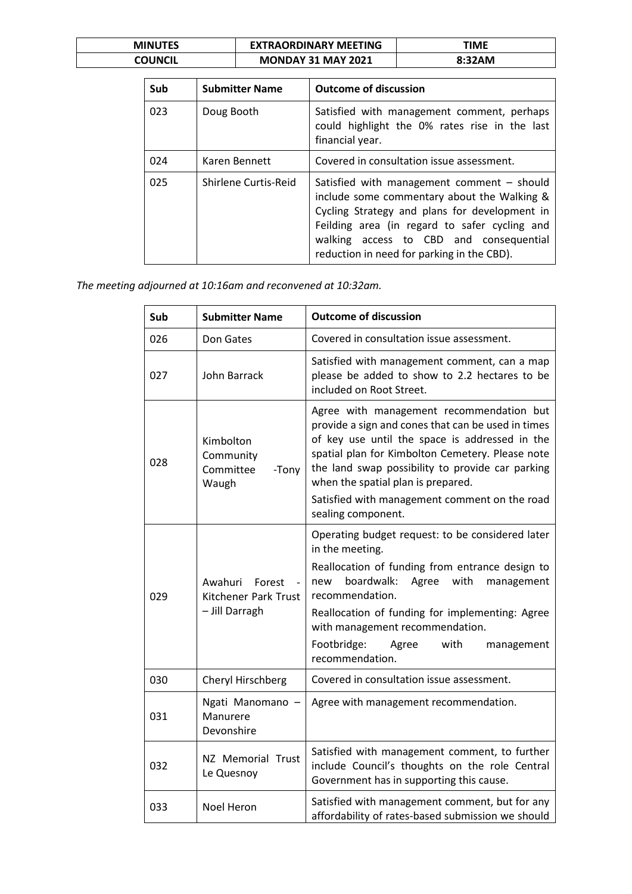| Sub | Submitter Name | Outcome of discussion |
|---|---|---|
| 023 | Doug Booth | Satisfied with management comment, perhaps could highlight the 0% rates rise in the last financial year. |
| 024 | Karen Bennett | Covered in consultation issue assessment. |
| 025 | Shirlene Curtis-Reid | Satisfied with management comment – should include some commentary about the Walking & Cycling Strategy and plans for development in Feilding area (in regard to safer cycling and walking access to CBD and consequential reduction in need for parking in the CBD). |

*The meeting adjourned at 10:16am and reconvened at 10:32am.*

| Sub | Submitter Name | Outcome of discussion |
|---|---|---|
| 026 | Don Gates | Covered in consultation issue assessment. |
| 027 | John Barrack | Satisfied with management comment, can a map please be added to show to 2.2 hectares to be included on Root Street. |
| 028 | Kimbolton Community Committee -Tony Waugh | Agree with management recommendation but provide a sign and cones that can be used in times of key use until the space is addressed in the spatial plan for Kimbolton Cemetery. Please note the land swap possibility to provide car parking when the spatial plan is prepared.<br>Satisfied with management comment on the road sealing component. |
| 029 | Awahuri Forest - Kitchener Park Trust – Jill Darragh | Operating budget request: to be considered later in the meeting.<br>Reallocation of funding from entrance design to new boardwalk: Agree with management recommendation.<br>Reallocation of funding for implementing: Agree with management recommendation.<br>Footbridge: Agree with management recommendation. |
| 030 | Cheryl Hirschberg | Covered in consultation issue assessment. |
| 031 | Ngati Manomano – Manurere Devonshire | Agree with management recommendation. |
| 032 | NZ Memorial Trust Le Quesnoy | Satisfied with management comment, to further include Council's thoughts on the role Central Government has in supporting this cause. |
| 033 | Noel Heron | Satisfied with management comment, but for any affordability of rates-based submission we should |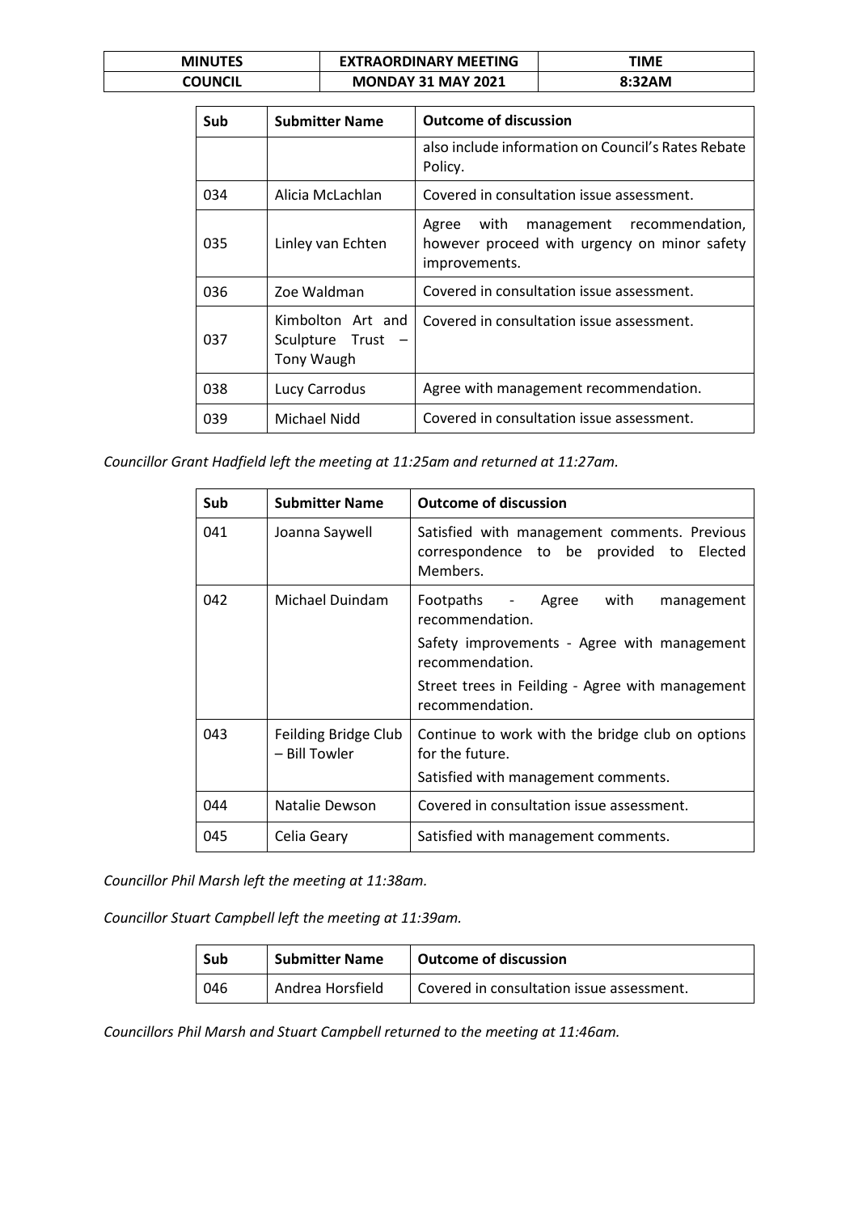| Sub | Submitter Name | Outcome of discussion |
|---|---|---|
| | | also include information on Council's Rates Rebate Policy. |
| 034 | Alicia McLachlan | Covered in consultation issue assessment. |
| 035 | Linley van Echten | Agree with management recommendation, however proceed with urgency on minor safety improvements. |
| 036 | Zoe Waldman | Covered in consultation issue assessment. |
| 037 | Kimbolton Art and Sculpture Trust – Tony Waugh | Covered in consultation issue assessment. |
| 038 | Lucy Carrodus | Agree with management recommendation. |
| 039 | Michael Nidd | Covered in consultation issue assessment. |

*Councillor Grant Hadfield left the meeting at 11:25am and returned at 11:27am.*

| Sub | Submitter Name | Outcome of discussion |
|---|---|---|
| 041 | Joanna Saywell | Satisfied with management comments. Previous correspondence to be provided to Elected Members. |
| 042 | Michael Duindam | Footpaths - Agree with management recommendation.<br>Safety improvements - Agree with management recommendation.<br>Street trees in Feilding - Agree with management recommendation. |
| 043 | Feilding Bridge Club – Bill Towler | Continue to work with the bridge club on options for the future.<br>Satisfied with management comments. |
| 044 | Natalie Dewson | Covered in consultation issue assessment. |
| 045 | Celia Geary | Satisfied with management comments. |

*Councillor Phil Marsh left the meeting at 11:38am.*

*Councillor Stuart Campbell left the meeting at 11:39am.*

| Sub | Submitter Name | Outcome of discussion |
|---|---|---|
| 046 | Andrea Horsfield | Covered in consultation issue assessment. |

*Councillors Phil Marsh and Stuart Campbell returned to the meeting at 11:46am.*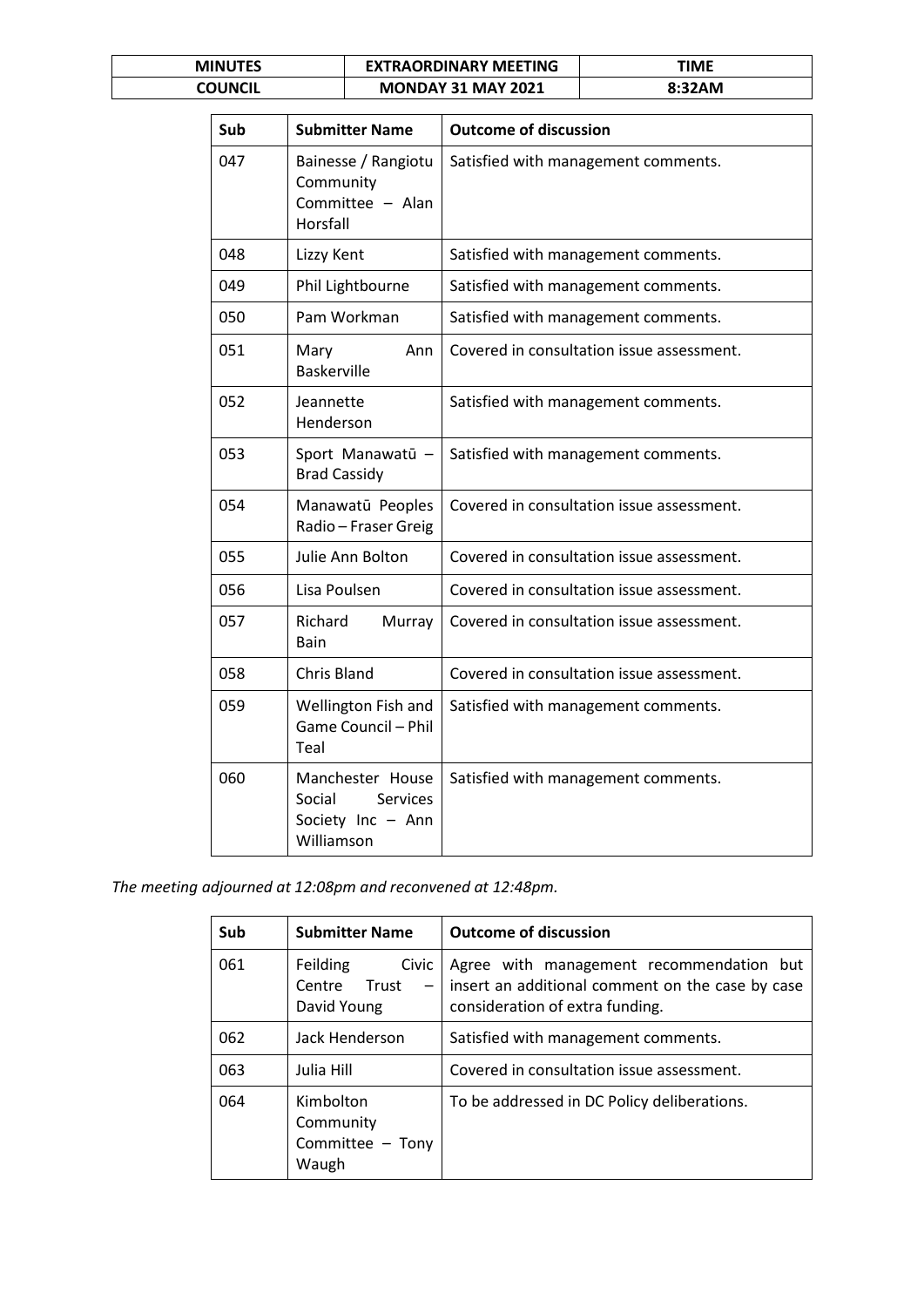| Sub | Submitter Name | Outcome of discussion |
| --- | --- | --- |
| 047 | Bainesse / Rangiotu Community Committee – Alan Horsfall | Satisfied with management comments. |
| 048 | Lizzy Kent | Satisfied with management comments. |
| 049 | Phil Lightbourne | Satisfied with management comments. |
| 050 | Pam Workman | Satisfied with management comments. |
| 051 | Mary Ann Baskerville | Covered in consultation issue assessment. |
| 052 | Jeannette Henderson | Satisfied with management comments. |
| 053 | Sport Manawatū – Brad Cassidy | Satisfied with management comments. |
| 054 | Manawatū Peoples Radio – Fraser Greig | Covered in consultation issue assessment. |
| 055 | Julie Ann Bolton | Covered in consultation issue assessment. |
| 056 | Lisa Poulsen | Covered in consultation issue assessment. |
| 057 | Richard Murray Bain | Covered in consultation issue assessment. |
| 058 | Chris Bland | Covered in consultation issue assessment. |
| 059 | Wellington Fish and Game Council – Phil Teal | Satisfied with management comments. |
| 060 | Manchester House Social Services Society Inc – Ann Williamson | Satisfied with management comments. |

*The meeting adjourned at 12:08pm and reconvened at 12:48pm.*

| Sub | Submitter Name | Outcome of discussion |
| --- | --- | --- |
| 061 | Feilding Civic Centre Trust – David Young | Agree with management recommendation but insert an additional comment on the case by case consideration of extra funding. |
| 062 | Jack Henderson | Satisfied with management comments. |
| 063 | Julia Hill | Covered in consultation issue assessment. |
| 064 | Kimbolton Community Committee – Tony Waugh | To be addressed in DC Policy deliberations. |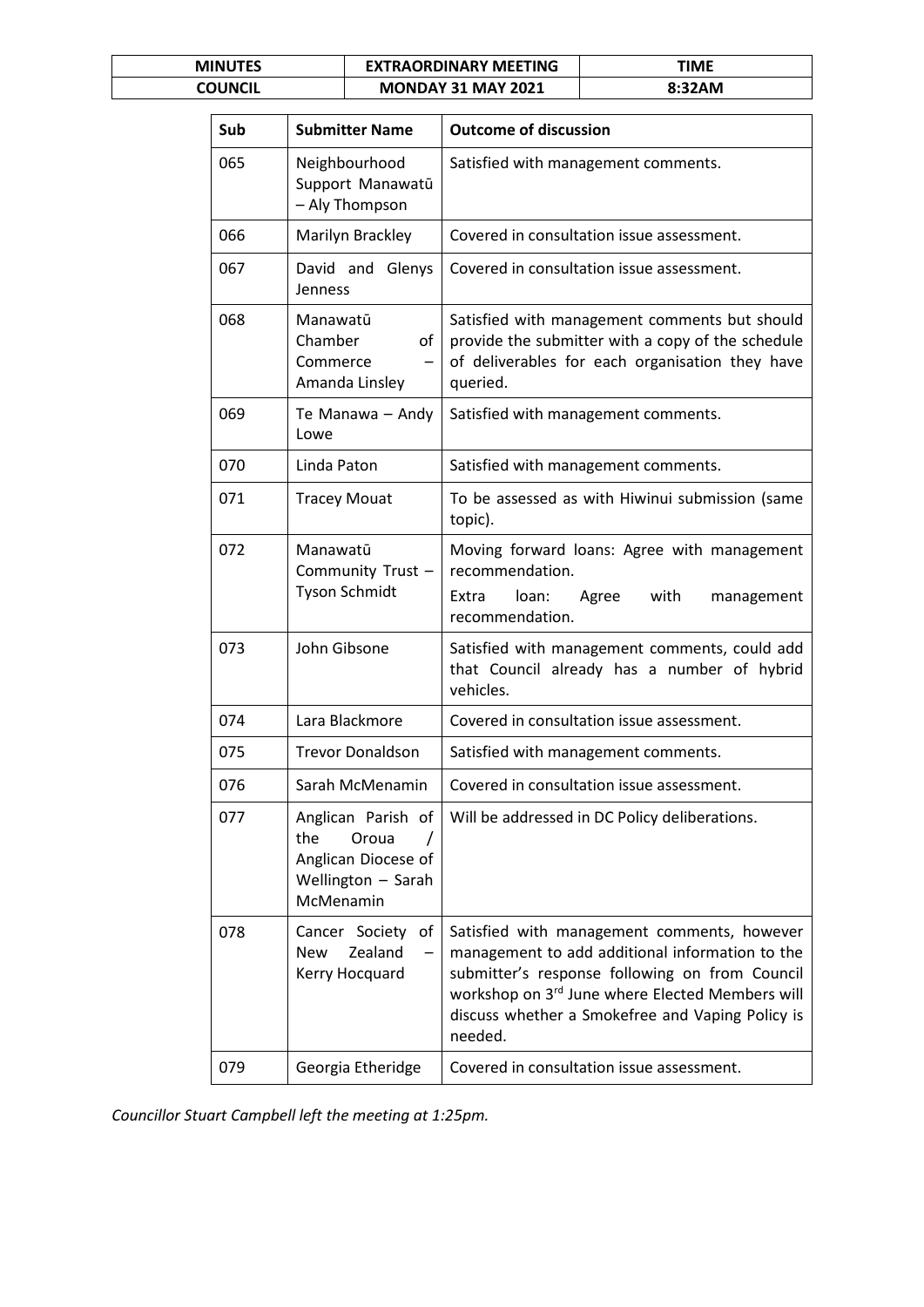| Sub | Submitter Name | Outcome of discussion |
|---|---|---|
| 065 | Neighbourhood Support Manawatū – Aly Thompson | Satisfied with management comments. |
| 066 | Marilyn Brackley | Covered in consultation issue assessment. |
| 067 | David and Glenys Jenness | Covered in consultation issue assessment. |
| 068 | Manawatū Chamber of Commerce – Amanda Linsley | Satisfied with management comments but should provide the submitter with a copy of the schedule of deliverables for each organisation they have queried. |
| 069 | Te Manawa – Andy Lowe | Satisfied with management comments. |
| 070 | Linda Paton | Satisfied with management comments. |
| 071 | Tracey Mouat | To be assessed as with Hiwinui submission (same topic). |
| 072 | Manawatū Community Trust – Tyson Schmidt | Moving forward loans: Agree with management recommendation.<br>Extra loan: Agree with management recommendation. |
| 073 | John Gibsone | Satisfied with management comments, could add that Council already has a number of hybrid vehicles. |
| 074 | Lara Blackmore | Covered in consultation issue assessment. |
| 075 | Trevor Donaldson | Satisfied with management comments. |
| 076 | Sarah McMenamin | Covered in consultation issue assessment. |
| 077 | Anglican Parish of the Oroua / Anglican Diocese of Wellington – Sarah McMenamin | Will be addressed in DC Policy deliberations. |
| 078 | Cancer Society of New Zealand – Kerry Hocquard | Satisfied with management comments, however management to add additional information to the submitter's response following on from Council workshop on 3rd June where Elected Members will discuss whether a Smokefree and Vaping Policy is needed. |
| 079 | Georgia Etheridge | Covered in consultation issue assessment. |

*Councillor Stuart Campbell left the meeting at 1:25pm.*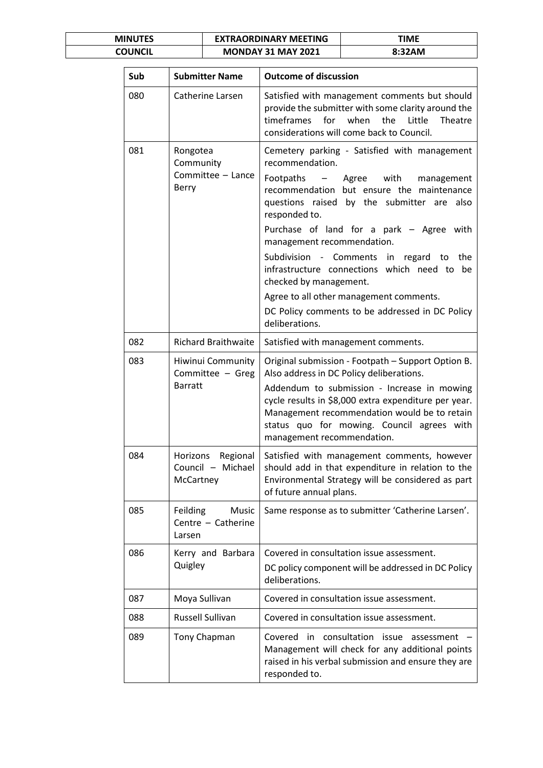| Sub | Submitter Name | Outcome of discussion |
|---|---|---|
| 080 | Catherine Larsen | Satisfied with management comments but should provide the submitter with some clarity around the timeframes for when the Little Theatre considerations will come back to Council. |
| 081 | Rongotea Community Committee – Lance Berry | Cemetery parking - Satisfied with management recommendation.<br>Footpaths – Agree with management recommendation but ensure the maintenance questions raised by the submitter are also responded to.<br>Purchase of land for a park – Agree with management recommendation.<br>Subdivision - Comments in regard to the infrastructure connections which need to be checked by management.<br>Agree to all other management comments.<br>DC Policy comments to be addressed in DC Policy deliberations. |
| 082 | Richard Braithwaite | Satisfied with management comments. |
| 083 | Hiwinui Community Committee – Greg Barratt | Original submission - Footpath – Support Option B. Also address in DC Policy deliberations.<br>Addendum to submission - Increase in mowing cycle results in $8,000 extra expenditure per year. Management recommendation would be to retain status quo for mowing. Council agrees with management recommendation. |
| 084 | Horizons Regional Council – Michael McCartney | Satisfied with management comments, however should add in that expenditure in relation to the Environmental Strategy will be considered as part of future annual plans. |
| 085 | Feilding Music Centre – Catherine Larsen | Same response as to submitter 'Catherine Larsen'. |
| 086 | Kerry and Barbara Quigley | Covered in consultation issue assessment.<br>DC policy component will be addressed in DC Policy deliberations. |
| 087 | Moya Sullivan | Covered in consultation issue assessment. |
| 088 | Russell Sullivan | Covered in consultation issue assessment. |
| 089 | Tony Chapman | Covered in consultation issue assessment – Management will check for any additional points raised in his verbal submission and ensure they are responded to. |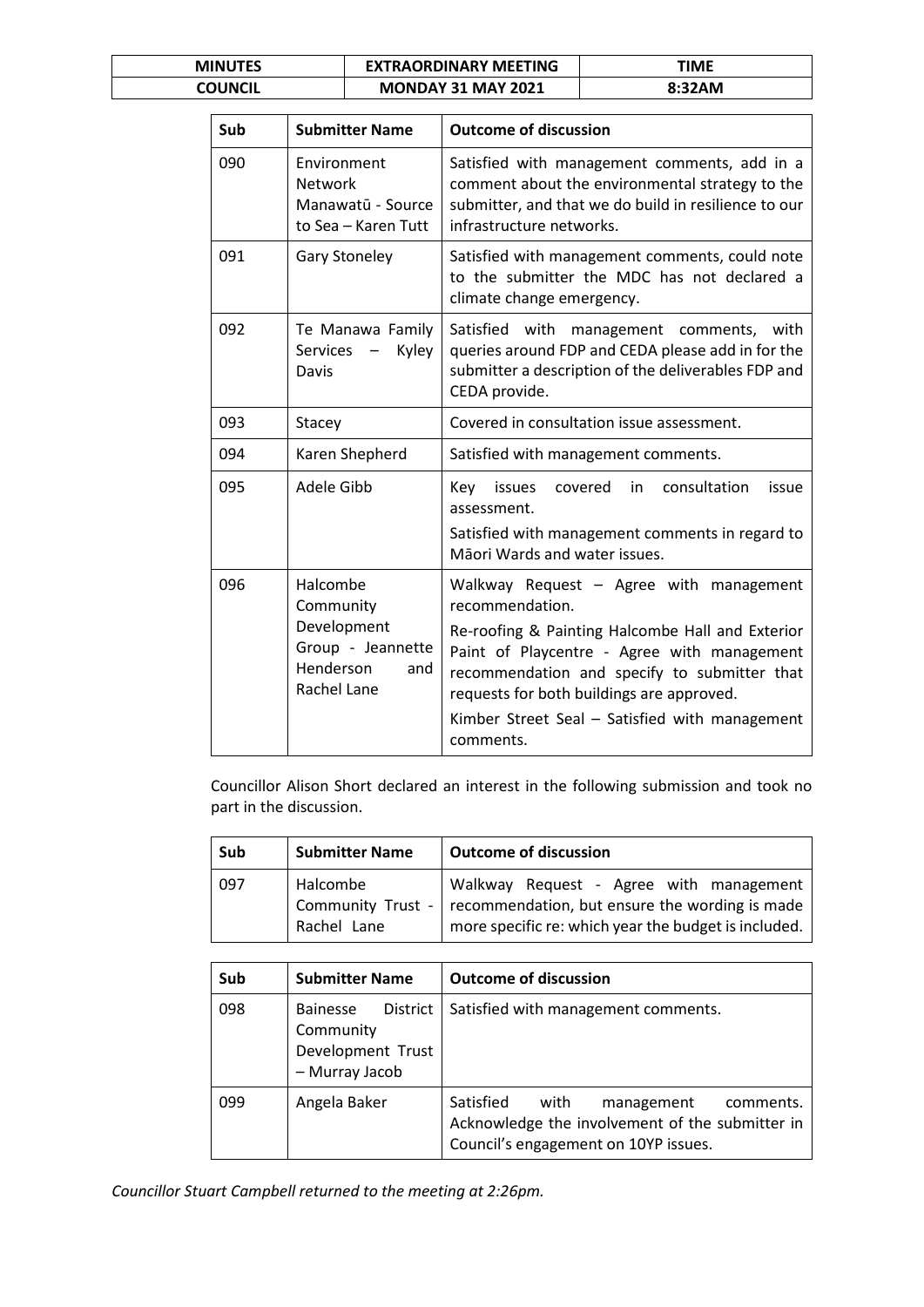| Sub | Submitter Name | Outcome of discussion |
|---|---|---|
| 090 | Environment Network Manawatū - Source to Sea – Karen Tutt | Satisfied with management comments, add in a comment about the environmental strategy to the submitter, and that we do build in resilience to our infrastructure networks. |
| 091 | Gary Stoneley | Satisfied with management comments, could note to the submitter the MDC has not declared a climate change emergency. |
| 092 | Te Manawa Family Services – Kyley Davis | Satisfied with management comments, with queries around FDP and CEDA please add in for the submitter a description of the deliverables FDP and CEDA provide. |
| 093 | Stacey | Covered in consultation issue assessment. |
| 094 | Karen Shepherd | Satisfied with management comments. |
| 095 | Adele Gibb | Key issues covered in consultation issue assessment.<br>Satisfied with management comments in regard to Māori Wards and water issues. |
| 096 | Halcombe Community Development Group - Jeannette Henderson and Rachel Lane | Walkway Request – Agree with management recommendation.<br>Re-roofing & Painting Halcombe Hall and Exterior Paint of Playcentre - Agree with management recommendation and specify to submitter that requests for both buildings are approved.<br>Kimber Street Seal – Satisfied with management comments. |

Councillor Alison Short declared an interest in the following submission and took no part in the discussion.

| Sub | Submitter Name | Outcome of discussion |
|---|---|---|
| 097 | Halcombe Community Trust - Rachel Lane | Walkway Request - Agree with management recommendation, but ensure the wording is made more specific re: which year the budget is included. |

| Sub | Submitter Name | Outcome of discussion |
|---|---|---|
| 098 | Bainesse District Community Development Trust – Murray Jacob | Satisfied with management comments. |
| 099 | Angela Baker | Satisfied with management comments. Acknowledge the involvement of the submitter in Council's engagement on 10YP issues. |

*Councillor Stuart Campbell returned to the meeting at 2:26pm.*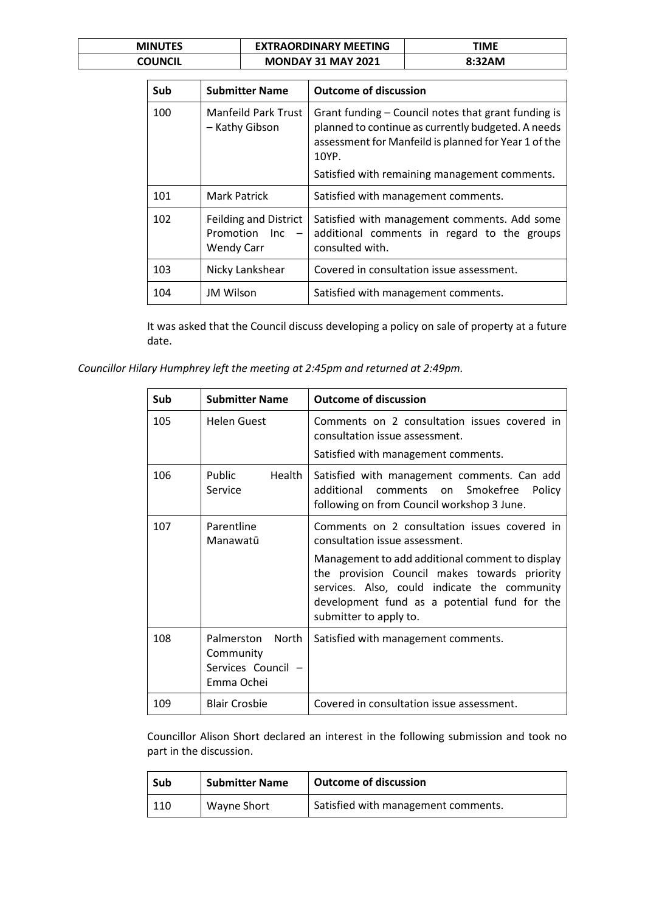| Sub | Submitter Name | Outcome of discussion |
|---|---|---|
| 100 | Manfeild Park Trust – Kathy Gibson | Grant funding – Council notes that grant funding is planned to continue as currently budgeted. A needs assessment for Manfeild is planned for Year 1 of the 10YP.<br>Satisfied with remaining management comments. |
| 101 | Mark Patrick | Satisfied with management comments. |
| 102 | Feilding and District Promotion Inc – Wendy Carr | Satisfied with management comments. Add some additional comments in regard to the groups consulted with. |
| 103 | Nicky Lankshear | Covered in consultation issue assessment. |
| 104 | JM Wilson | Satisfied with management comments. |

It was asked that the Council discuss developing a policy on sale of property at a future date.

*Councillor Hilary Humphrey left the meeting at 2:45pm and returned at 2:49pm.*

| Sub | Submitter Name | Outcome of discussion |
|---|---|---|
| 105 | Helen Guest | Comments on 2 consultation issues covered in consultation issue assessment.<br>Satisfied with management comments. |
| 106 | Public Health Service | Satisfied with management comments. Can add additional comments on Smokefree Policy following on from Council workshop 3 June. |
| 107 | Parentline Manawatū | Comments on 2 consultation issues covered in consultation issue assessment.<br>Management to add additional comment to display the provision Council makes towards priority services. Also, could indicate the community development fund as a potential fund for the submitter to apply to. |
| 108 | Palmerston North Community Services Council – Emma Ochei | Satisfied with management comments. |
| 109 | Blair Crosbie | Covered in consultation issue assessment. |

Councillor Alison Short declared an interest in the following submission and took no part in the discussion.

| Sub | Submitter Name | Outcome of discussion |
|---|---|---|
| 110 | Wayne Short | Satisfied with management comments. |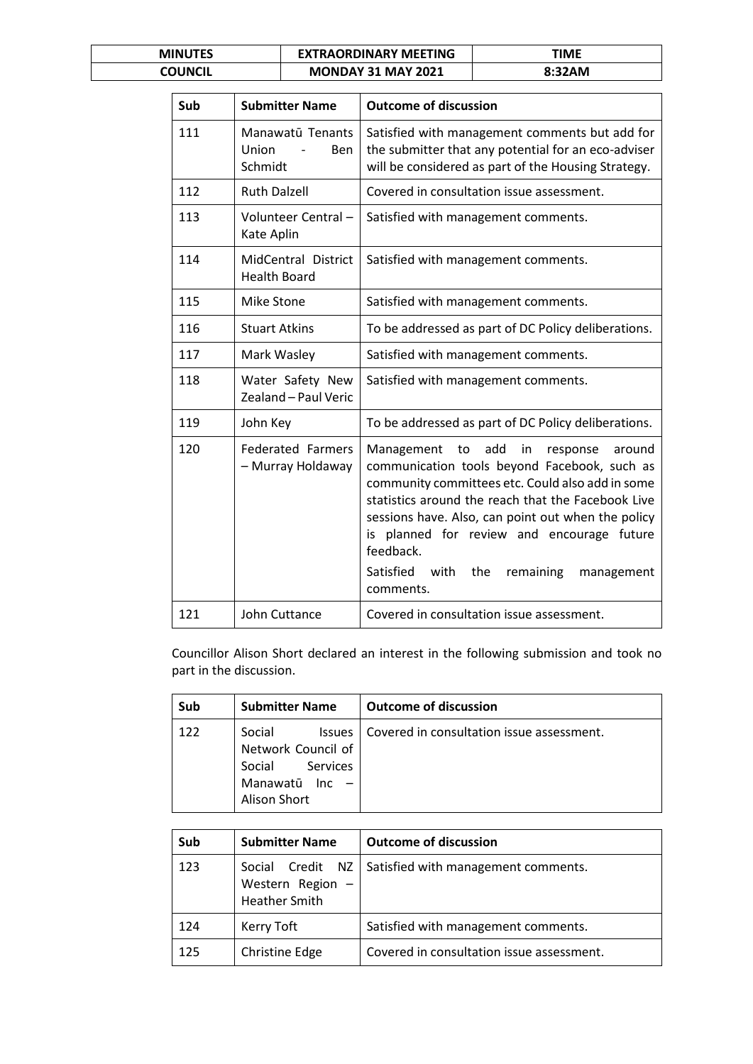| Sub | Submitter Name | Outcome of discussion |
|---|---|---|
| 111 | Manawatū Tenants Union - Ben Schmidt | Satisfied with management comments but add for the submitter that any potential for an eco-adviser will be considered as part of the Housing Strategy. |
| 112 | Ruth Dalzell | Covered in consultation issue assessment. |
| 113 | Volunteer Central – Kate Aplin | Satisfied with management comments. |
| 114 | MidCentral District Health Board | Satisfied with management comments. |
| 115 | Mike Stone | Satisfied with management comments. |
| 116 | Stuart Atkins | To be addressed as part of DC Policy deliberations. |
| 117 | Mark Wasley | Satisfied with management comments. |
| 118 | Water Safety New Zealand – Paul Veric | Satisfied with management comments. |
| 119 | John Key | To be addressed as part of DC Policy deliberations. |
| 120 | Federated Farmers – Murray Holdaway | Management to add in response around communication tools beyond Facebook, such as community committees etc. Could also add in some statistics around the reach that the Facebook Live sessions have. Also, can point out when the policy is planned for review and encourage future feedback.<br>Satisfied with the remaining management comments. |
| 121 | John Cuttance | Covered in consultation issue assessment. |

Councillor Alison Short declared an interest in the following submission and took no part in the discussion.

| Sub | Submitter Name | Outcome of discussion |
|---|---|---|
| 122 | Social Issues Network Council of Social Services Manawatū Inc – Alison Short | Covered in consultation issue assessment. |

| Sub | Submitter Name | Outcome of discussion |
|---|---|---|
| 123 | Social Credit NZ Western Region – Heather Smith | Satisfied with management comments. |
| 124 | Kerry Toft | Satisfied with management comments. |
| 125 | Christine Edge | Covered in consultation issue assessment. |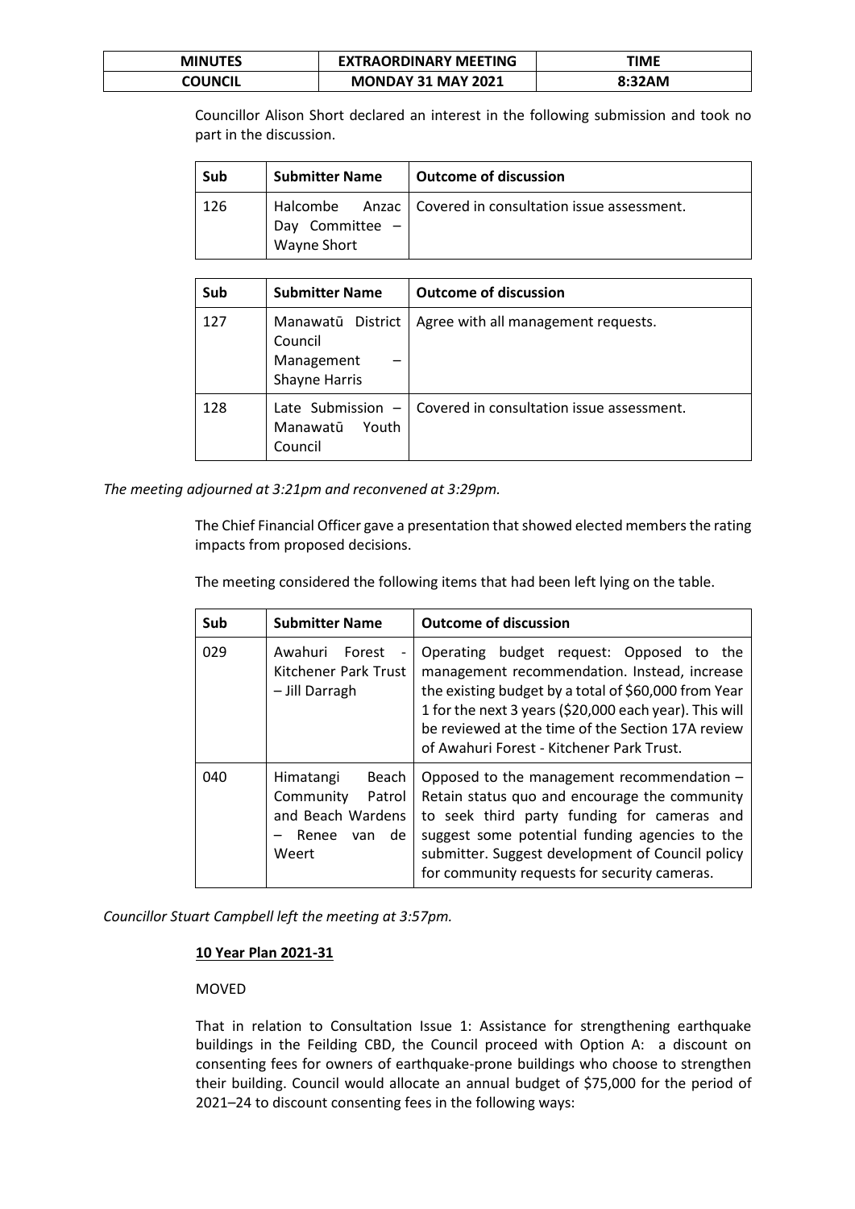Councillor Alison Short declared an interest in the following submission and took no part in the discussion.

| Sub | Submitter Name | Outcome of discussion |
|---|---|---|
| 126 | Halcombe Anzac Day Committee – Wayne Short | Covered in consultation issue assessment. |

| Sub | Submitter Name | Outcome of discussion |
|---|---|---|
| 127 | Manawatū District Council Management – Shayne Harris | Agree with all management requests. |
| 128 | Late Submission – Manawatū Youth Council | Covered in consultation issue assessment. |

*The meeting adjourned at 3:21pm and reconvened at 3:29pm.*

The Chief Financial Officer gave a presentation that showed elected members the rating impacts from proposed decisions.

The meeting considered the following items that had been left lying on the table.

| Sub | Submitter Name | Outcome of discussion |
|---|---|---|
| 029 | Awahuri Forest - Kitchener Park Trust – Jill Darragh | Operating budget request: Opposed to the management recommendation. Instead, increase the existing budget by a total of $60,000 from Year 1 for the next 3 years ($20,000 each year). This will be reviewed at the time of the Section 17A review of Awahuri Forest - Kitchener Park Trust. |
| 040 | Himatangi Beach Community Patrol and Beach Wardens – Renee van de Weert | Opposed to the management recommendation – Retain status quo and encourage the community to seek third party funding for cameras and suggest some potential funding agencies to the submitter. Suggest development of Council policy for community requests for security cameras. |

*Councillor Stuart Campbell left the meeting at 3:57pm.*

**10 Year Plan 2021-31**

MOVED

That in relation to Consultation Issue 1: Assistance for strengthening earthquake buildings in the Feilding CBD, the Council proceed with Option A: a discount on consenting fees for owners of earthquake-prone buildings who choose to strengthen their building. Council would allocate an annual budget of $75,000 for the period of 2021–24 to discount consenting fees in the following ways: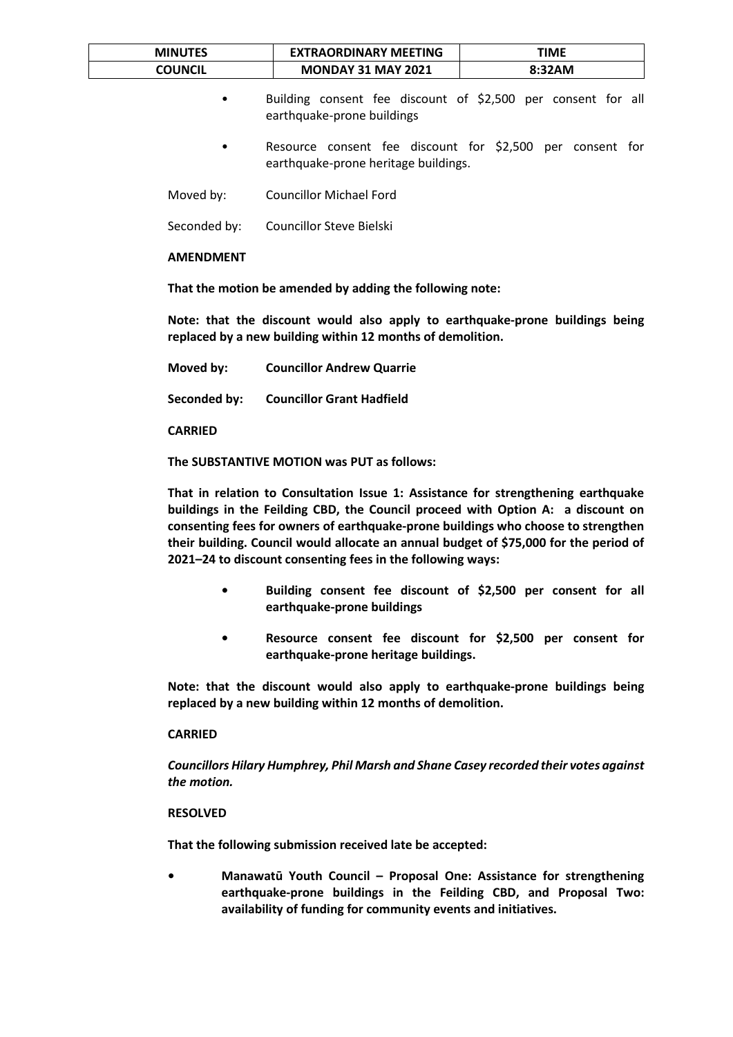- Building consent fee discount of $2,500 per consent for all earthquake-prone buildings
- Resource consent fee discount for $2,500 per consent for earthquake-prone heritage buildings.

Moved by: Councillor Michael Ford

Seconded by: Councillor Steve Bielski

**AMENDMENT**

**That the motion be amended by adding the following note:**

**Note: that the discount would also apply to earthquake-prone buildings being replaced by a new building within 12 months of demolition.**

**Moved by: Councillor Andrew Quarrie**

**Seconded by: Councillor Grant Hadfield**

**CARRIED**

**The SUBSTANTIVE MOTION was PUT as follows:**

**That in relation to Consultation Issue 1: Assistance for strengthening earthquake buildings in the Feilding CBD, the Council proceed with Option A: a discount on consenting fees for owners of earthquake-prone buildings who choose to strengthen their building. Council would allocate an annual budget of $75,000 for the period of 2021–24 to discount consenting fees in the following ways:**

- **Building consent fee discount of $2,500 per consent for all earthquake-prone buildings**
- **Resource consent fee discount for $2,500 per consent for earthquake-prone heritage buildings.**

**Note: that the discount would also apply to earthquake-prone buildings being replaced by a new building within 12 months of demolition.**

**CARRIED**

***Councillors Hilary Humphrey, Phil Marsh and Shane Casey recorded their votes against the motion.***

**RESOLVED**

**That the following submission received late be accepted:**

- **Manawatū Youth Council – Proposal One: Assistance for strengthening earthquake-prone buildings in the Feilding CBD, and Proposal Two: availability of funding for community events and initiatives.**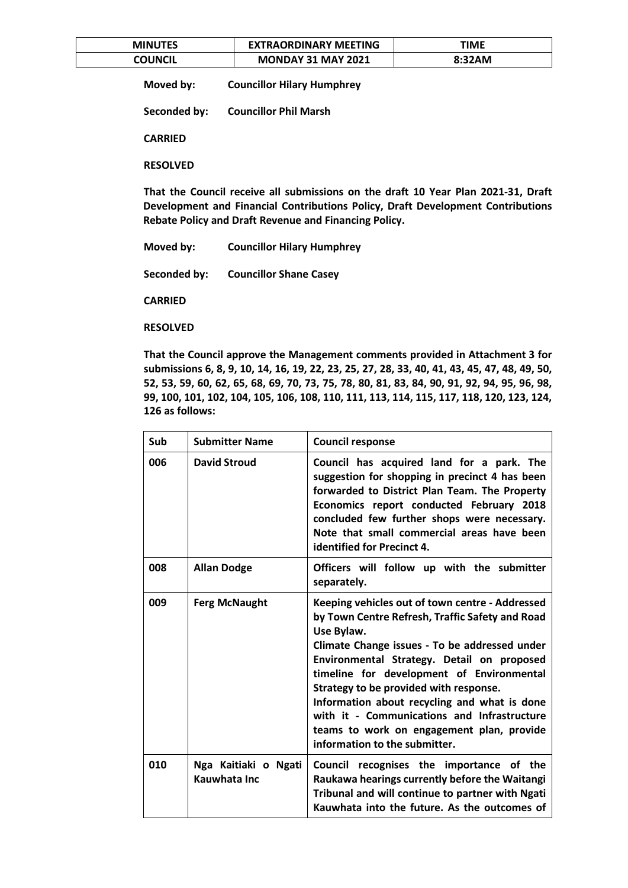**Moved by:** **Councillor Hilary Humphrey**

**Seconded by:** **Councillor Phil Marsh**

**CARRIED**

**RESOLVED**

**That the Council receive all submissions on the draft 10 Year Plan 2021-31, Draft Development and Financial Contributions Policy, Draft Development Contributions Rebate Policy and Draft Revenue and Financing Policy.**

**Moved by:** **Councillor Hilary Humphrey**

**Seconded by:** **Councillor Shane Casey**

**CARRIED**

**RESOLVED**

**That the Council approve the Management comments provided in Attachment 3 for submissions 6, 8, 9, 10, 14, 16, 19, 22, 23, 25, 27, 28, 33, 40, 41, 43, 45, 47, 48, 49, 50, 52, 53, 59, 60, 62, 65, 68, 69, 70, 73, 75, 78, 80, 81, 83, 84, 90, 91, 92, 94, 95, 96, 98, 99, 100, 101, 102, 104, 105, 106, 108, 110, 111, 113, 114, 115, 117, 118, 120, 123, 124, 126 as follows:**

| Sub | Submitter Name | Council response |
|---|---|---|
| **006** | **David Stroud** | **Council has acquired land for a park. The suggestion for shopping in precinct 4 has been forwarded to District Plan Team. The Property Economics report conducted February 2018 concluded few further shops were necessary. Note that small commercial areas have been identified for Precinct 4.** |
| **008** | **Allan Dodge** | **Officers will follow up with the submitter separately.** |
| **009** | **Ferg McNaught** | **Keeping vehicles out of town centre - Addressed by Town Centre Refresh, Traffic Safety and Road Use Bylaw.<br>Climate Change issues - To be addressed under Environmental Strategy. Detail on proposed timeline for development of Environmental Strategy to be provided with response.<br>Information about recycling and what is done with it - Communications and Infrastructure teams to work on engagement plan, provide information to the submitter.** |
| **010** | **Nga Kaitiaki o Ngati Kauwhata Inc** | **Council recognises the importance of the Raukawa hearings currently before the Waitangi Tribunal and will continue to partner with Ngati Kauwhata into the future. As the outcomes of** |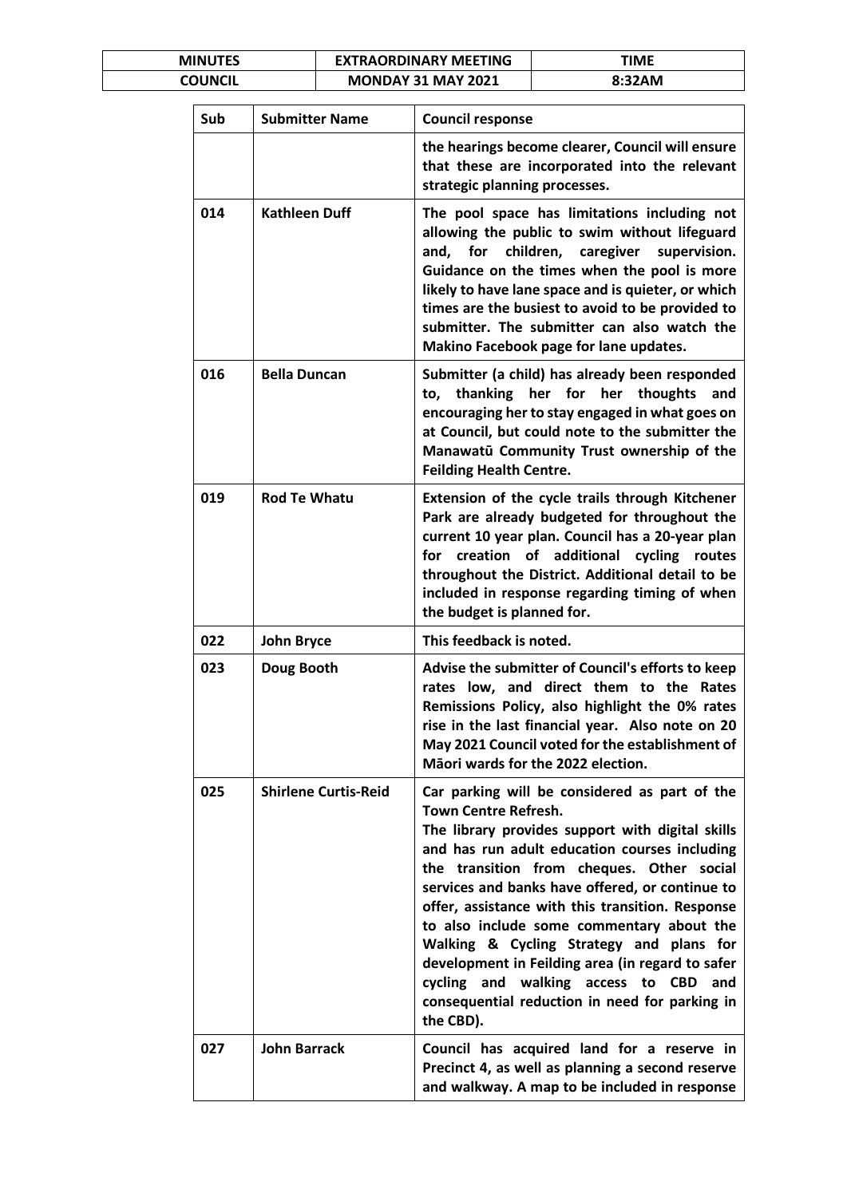| Sub | Submitter Name | Council response |
|---|---|---|
| | | **the hearings become clearer, Council will ensure that these are incorporated into the relevant strategic planning processes.** |
| **014** | **Kathleen Duff** | **The pool space has limitations including not allowing the public to swim without lifeguard and, for children, caregiver supervision. Guidance on the times when the pool is more likely to have lane space and is quieter, or which times are the busiest to avoid to be provided to submitter. The submitter can also watch the Makino Facebook page for lane updates.** |
| **016** | **Bella Duncan** | **Submitter (a child) has already been responded to, thanking her for her thoughts and encouraging her to stay engaged in what goes on at Council, but could note to the submitter the Manawatū Community Trust ownership of the Feilding Health Centre.** |
| **019** | **Rod Te Whatu** | **Extension of the cycle trails through Kitchener Park are already budgeted for throughout the current 10 year plan. Council has a 20-year plan for creation of additional cycling routes throughout the District. Additional detail to be included in response regarding timing of when the budget is planned for.** |
| **022** | **John Bryce** | **This feedback is noted.** |
| **023** | **Doug Booth** | **Advise the submitter of Council's efforts to keep rates low, and direct them to the Rates Remissions Policy, also highlight the 0% rates rise in the last financial year. Also note on 20 May 2021 Council voted for the establishment of Māori wards for the 2022 election.** |
| **025** | **Shirlene Curtis-Reid** | **Car parking will be considered as part of the Town Centre Refresh.**<br>**The library provides support with digital skills and has run adult education courses including the transition from cheques. Other social services and banks have offered, or continue to offer, assistance with this transition. Response to also include some commentary about the Walking & Cycling Strategy and plans for development in Feilding area (in regard to safer cycling and walking access to CBD and consequential reduction in need for parking in the CBD).** |
| **027** | **John Barrack** | **Council has acquired land for a reserve in Precinct 4, as well as planning a second reserve and walkway. A map to be included in response** |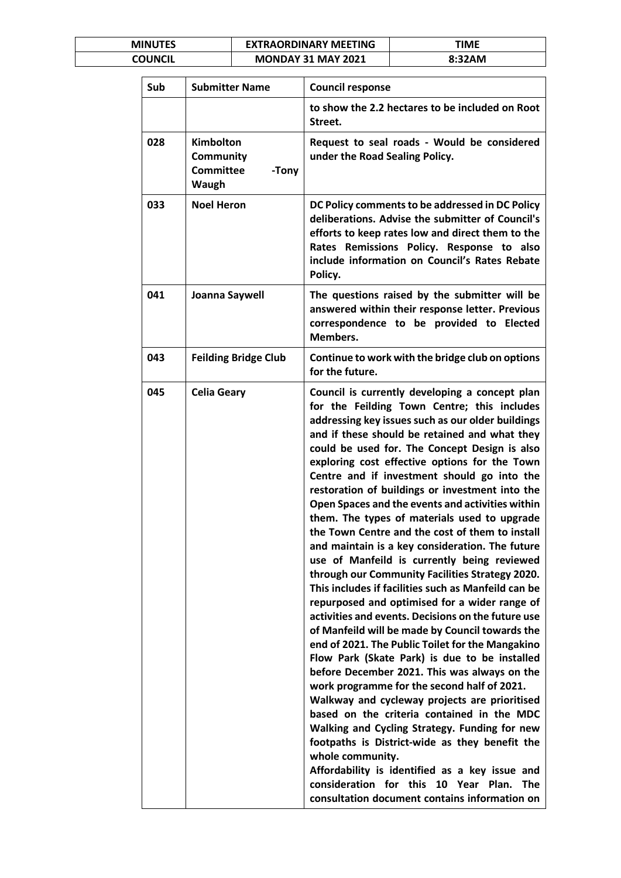| Sub | Submitter Name | Council response |
|---|---|---|
| | | **to show the 2.2 hectares to be included on Root Street.** |
| 028 | **Kimbolton Community Committee -Tony Waugh** | **Request to seal roads - Would be considered under the Road Sealing Policy.** |
| 033 | **Noel Heron** | **DC Policy comments to be addressed in DC Policy deliberations. Advise the submitter of Council's efforts to keep rates low and direct them to the Rates Remissions Policy. Response to also include information on Council's Rates Rebate Policy.** |
| 041 | **Joanna Saywell** | **The questions raised by the submitter will be answered within their response letter. Previous correspondence to be provided to Elected Members.** |
| 043 | **Feilding Bridge Club** | **Continue to work with the bridge club on options for the future.** |
| 045 | **Celia Geary** | **Council is currently developing a concept plan for the Feilding Town Centre; this includes addressing key issues such as our older buildings and if these should be retained and what they could be used for. The Concept Design is also exploring cost effective options for the Town Centre and if investment should go into the restoration of buildings or investment into the Open Spaces and the events and activities within them. The types of materials used to upgrade the Town Centre and the cost of them to install and maintain is a key consideration. The future use of Manfeild is currently being reviewed through our Community Facilities Strategy 2020. This includes if facilities such as Manfeild can be repurposed and optimised for a wider range of activities and events. Decisions on the future use of Manfeild will be made by Council towards the end of 2021. The Public Toilet for the Mangakino Flow Park (Skate Park) is due to be installed before December 2021. This was always on the work programme for the second half of 2021.**<br>**Walkway and cycleway projects are prioritised based on the criteria contained in the MDC Walking and Cycling Strategy. Funding for new footpaths is District-wide as they benefit the whole community.**<br>**Affordability is identified as a key issue and consideration for this 10 Year Plan. The consultation document contains information on** |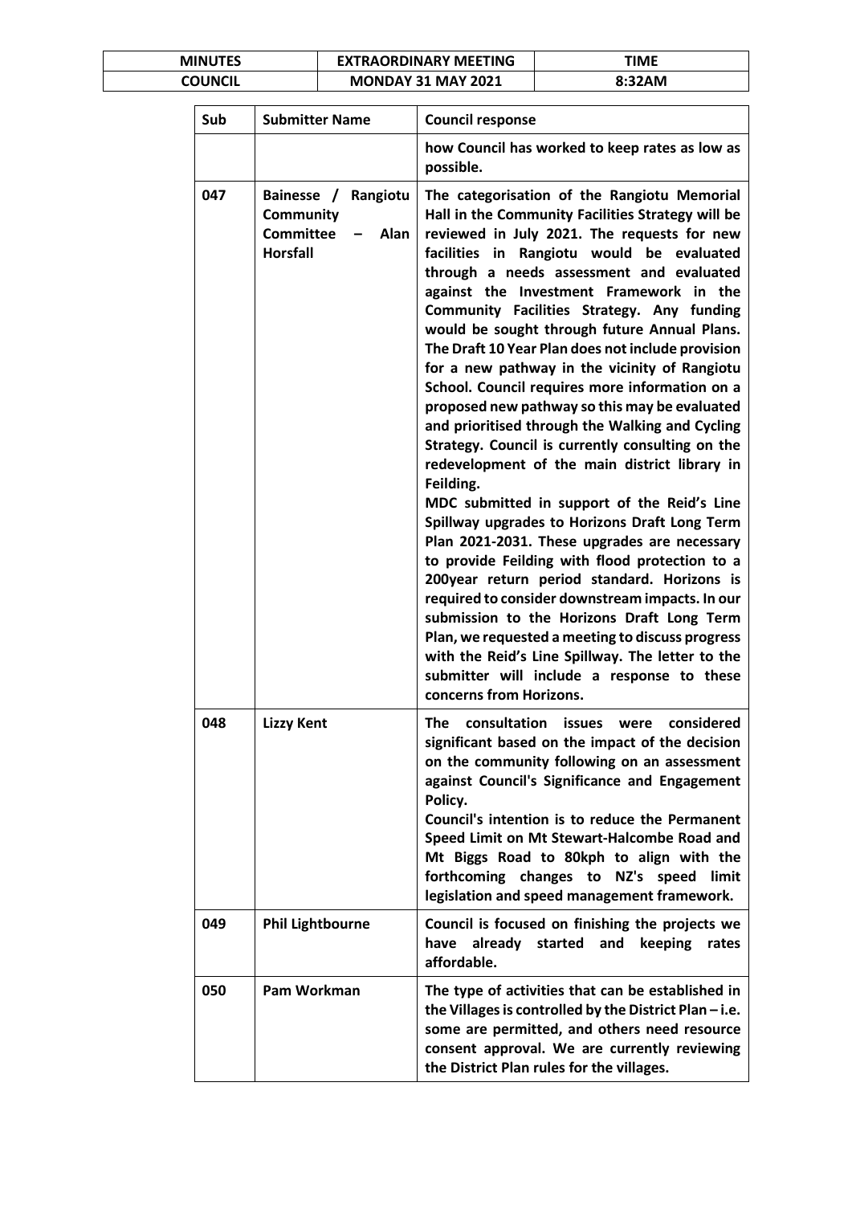| Sub | Submitter Name | Council response |
|---|---|---|
| | | **how Council has worked to keep rates as low as possible.** |
| 047 | **Bainesse / Rangiotu Community Committee – Alan Horsfall** | **The categorisation of the Rangiotu Memorial Hall in the Community Facilities Strategy will be reviewed in July 2021. The requests for new facilities in Rangiotu would be evaluated through a needs assessment and evaluated against the Investment Framework in the Community Facilities Strategy. Any funding would be sought through future Annual Plans. The Draft 10 Year Plan does not include provision for a new pathway in the vicinity of Rangiotu School. Council requires more information on a proposed new pathway so this may be evaluated and prioritised through the Walking and Cycling Strategy. Council is currently consulting on the redevelopment of the main district library in Feilding.**<br>**MDC submitted in support of the Reid's Line Spillway upgrades to Horizons Draft Long Term Plan 2021-2031. These upgrades are necessary to provide Feilding with flood protection to a 200year return period standard. Horizons is required to consider downstream impacts. In our submission to the Horizons Draft Long Term Plan, we requested a meeting to discuss progress with the Reid's Line Spillway. The letter to the submitter will include a response to these concerns from Horizons.** |
| 048 | **Lizzy Kent** | **The consultation issues were considered significant based on the impact of the decision on the community following on an assessment against Council's Significance and Engagement Policy.**<br>**Council's intention is to reduce the Permanent Speed Limit on Mt Stewart-Halcombe Road and Mt Biggs Road to 80kph to align with the forthcoming changes to NZ's speed limit legislation and speed management framework.** |
| 049 | **Phil Lightbourne** | **Council is focused on finishing the projects we have already started and keeping rates affordable.** |
| 050 | **Pam Workman** | **The type of activities that can be established in the Villages is controlled by the District Plan – i.e. some are permitted, and others need resource consent approval. We are currently reviewing the District Plan rules for the villages.** |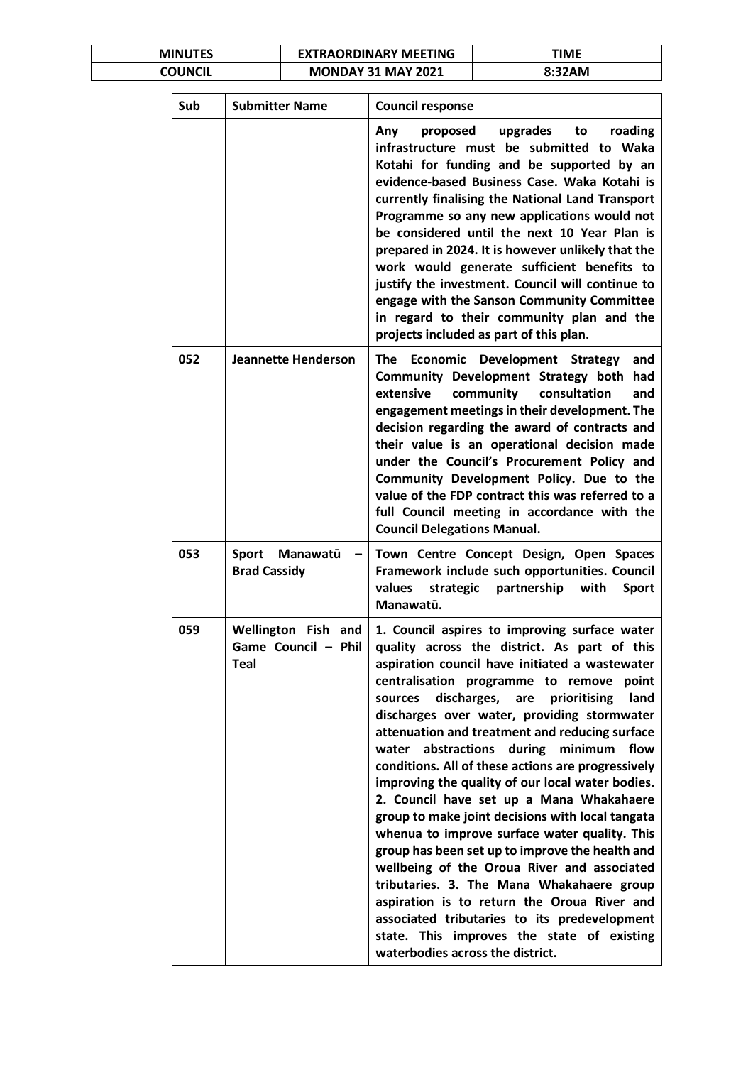| Sub | Submitter Name | Council response |
|---|---|---|
| | | **Any proposed upgrades to roading infrastructure must be submitted to Waka Kotahi for funding and be supported by an evidence-based Business Case. Waka Kotahi is currently finalising the National Land Transport Programme so any new applications would not be considered until the next 10 Year Plan is prepared in 2024. It is however unlikely that the work would generate sufficient benefits to justify the investment. Council will continue to engage with the Sanson Community Committee in regard to their community plan and the projects included as part of this plan.** |
| 052 | **Jeannette Henderson** | **The Economic Development Strategy and Community Development Strategy both had extensive community consultation and engagement meetings in their development. The decision regarding the award of contracts and their value is an operational decision made under the Council's Procurement Policy and Community Development Policy. Due to the value of the FDP contract this was referred to a full Council meeting in accordance with the Council Delegations Manual.** |
| 053 | **Sport Manawatū – Brad Cassidy** | **Town Centre Concept Design, Open Spaces Framework include such opportunities. Council values strategic partnership with Sport Manawatū.** |
| 059 | **Wellington Fish and Game Council – Phil Teal** | **1. Council aspires to improving surface water quality across the district. As part of this aspiration council have initiated a wastewater centralisation programme to remove point sources discharges, are prioritising land discharges over water, providing stormwater attenuation and treatment and reducing surface water abstractions during minimum flow conditions. All of these actions are progressively improving the quality of our local water bodies. 2. Council have set up a Mana Whakahaere group to make joint decisions with local tangata whenua to improve surface water quality. This group has been set up to improve the health and wellbeing of the Oroua River and associated tributaries. 3. The Mana Whakahaere group aspiration is to return the Oroua River and associated tributaries to its predevelopment state. This improves the state of existing waterbodies across the district.** |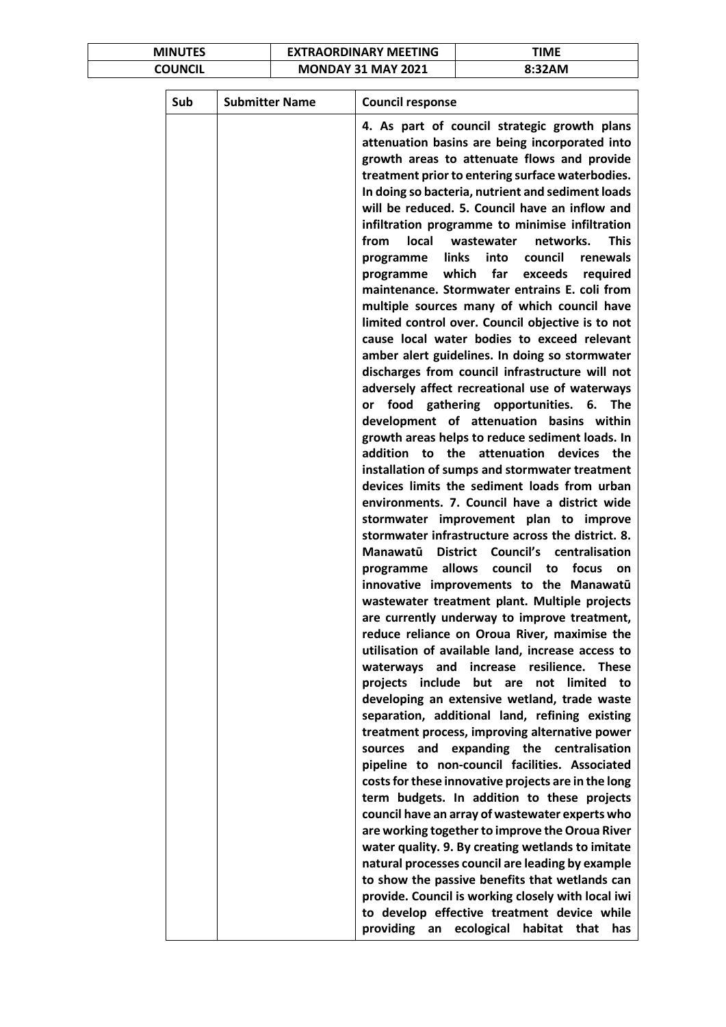| Sub | Submitter Name | Council response |
|---|---|---|
| | | **4. As part of council strategic growth plans attenuation basins are being incorporated into growth areas to attenuate flows and provide treatment prior to entering surface waterbodies. In doing so bacteria, nutrient and sediment loads will be reduced. 5. Council have an inflow and infiltration programme to minimise infiltration from local wastewater networks. This programme links into council renewals programme which far exceeds required maintenance. Stormwater entrains E. coli from multiple sources many of which council have limited control over. Council objective is to not cause local water bodies to exceed relevant amber alert guidelines. In doing so stormwater discharges from council infrastructure will not adversely affect recreational use of waterways or food gathering opportunities. 6. The development of attenuation basins within growth areas helps to reduce sediment loads. In addition to the attenuation devices the installation of sumps and stormwater treatment devices limits the sediment loads from urban environments. 7. Council have a district wide stormwater improvement plan to improve stormwater infrastructure across the district. 8. Manawatū District Council's centralisation programme allows council to focus on innovative improvements to the Manawatū wastewater treatment plant. Multiple projects are currently underway to improve treatment, reduce reliance on Oroua River, maximise the utilisation of available land, increase access to waterways and increase resilience. These projects include but are not limited to developing an extensive wetland, trade waste separation, additional land, refining existing treatment process, improving alternative power sources and expanding the centralisation pipeline to non-council facilities. Associated costs for these innovative projects are in the long term budgets. In addition to these projects council have an array of wastewater experts who are working together to improve the Oroua River water quality. 9. By creating wetlands to imitate natural processes council are leading by example to show the passive benefits that wetlands can provide. Council is working closely with local iwi to develop effective treatment device while providing an ecological habitat that has** |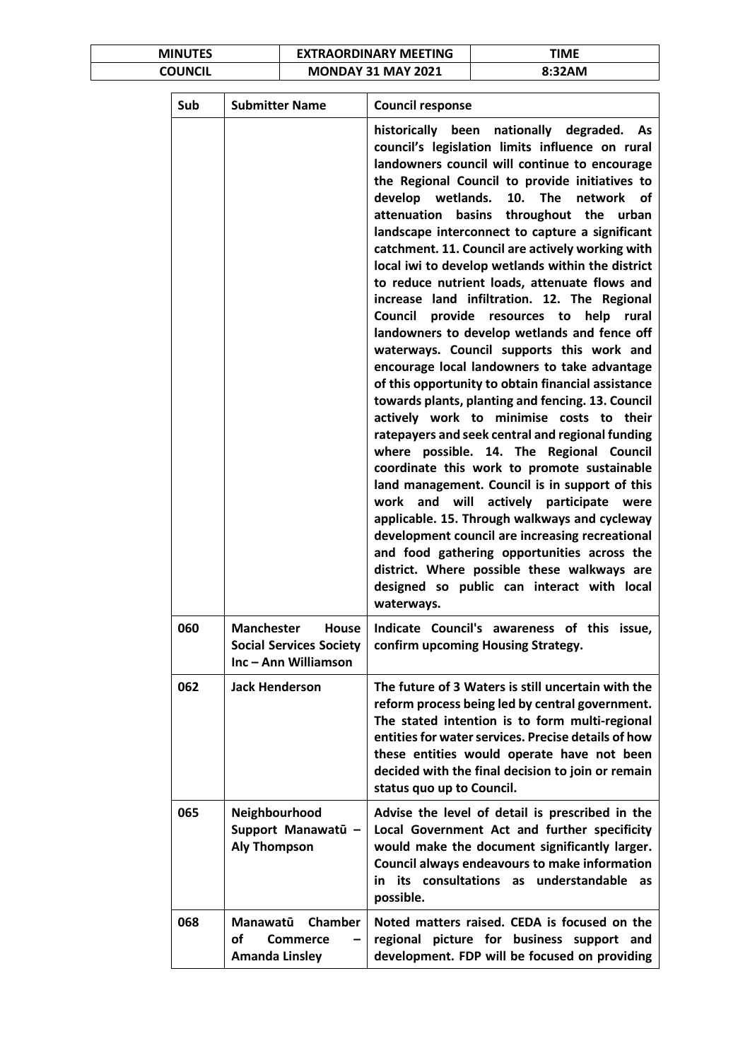| Sub | Submitter Name | Council response |
|---|---|---|
| | | **historically been nationally degraded. As council's legislation limits influence on rural landowners council will continue to encourage the Regional Council to provide initiatives to develop wetlands. 10. The network of attenuation basins throughout the urban landscape interconnect to capture a significant catchment. 11. Council are actively working with local iwi to develop wetlands within the district to reduce nutrient loads, attenuate flows and increase land infiltration. 12. The Regional Council provide resources to help rural landowners to develop wetlands and fence off waterways. Council supports this work and encourage local landowners to take advantage of this opportunity to obtain financial assistance towards plants, planting and fencing. 13. Council actively work to minimise costs to their ratepayers and seek central and regional funding where possible. 14. The Regional Council coordinate this work to promote sustainable land management. Council is in support of this work and will actively participate were applicable. 15. Through walkways and cycleway development council are increasing recreational and food gathering opportunities across the district. Where possible these walkways are designed so public can interact with local waterways.** |
| **060** | **Manchester House Social Services Society Inc – Ann Williamson** | **Indicate Council's awareness of this issue, confirm upcoming Housing Strategy.** |
| **062** | **Jack Henderson** | **The future of 3 Waters is still uncertain with the reform process being led by central government. The stated intention is to form multi-regional entities for water services. Precise details of how these entities would operate have not been decided with the final decision to join or remain status quo up to Council.** |
| **065** | **Neighbourhood Support Manawatū – Aly Thompson** | **Advise the level of detail is prescribed in the Local Government Act and further specificity would make the document significantly larger. Council always endeavours to make information in its consultations as understandable as possible.** |
| **068** | **Manawatū Chamber of Commerce – Amanda Linsley** | **Noted matters raised. CEDA is focused on the regional picture for business support and development. FDP will be focused on providing** |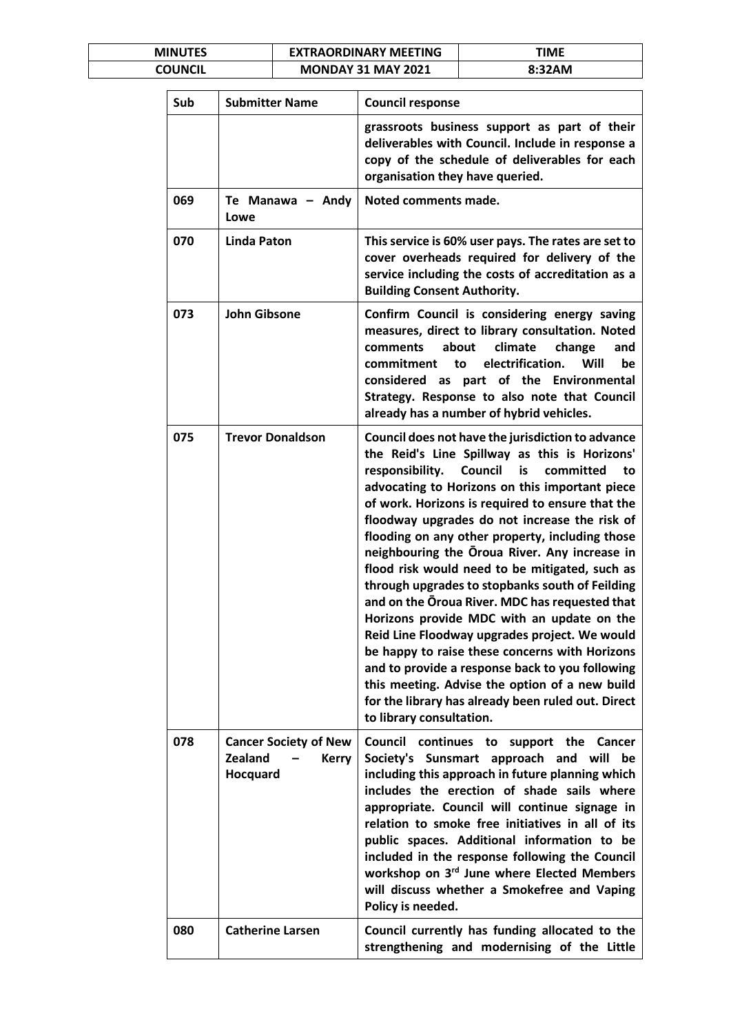| Sub | Submitter Name | Council response |
|---|---|---|
| | | **grassroots business support as part of their deliverables with Council. Include in response a copy of the schedule of deliverables for each organisation they have queried.** |
| **069** | **Te Manawa – Andy Lowe** | **Noted comments made.** |
| **070** | **Linda Paton** | **This service is 60% user pays. The rates are set to cover overheads required for delivery of the service including the costs of accreditation as a Building Consent Authority.** |
| **073** | **John Gibsone** | **Confirm Council is considering energy saving measures, direct to library consultation. Noted comments about climate change and commitment to electrification. Will be considered as part of the Environmental Strategy. Response to also note that Council already has a number of hybrid vehicles.** |
| **075** | **Trevor Donaldson** | **Council does not have the jurisdiction to advance the Reid's Line Spillway as this is Horizons' responsibility. Council is committed to advocating to Horizons on this important piece of work. Horizons is required to ensure that the floodway upgrades do not increase the risk of flooding on any other property, including those neighbouring the Ōroua River. Any increase in flood risk would need to be mitigated, such as through upgrades to stopbanks south of Feilding and on the Ōroua River. MDC has requested that Horizons provide MDC with an update on the Reid Line Floodway upgrades project. We would be happy to raise these concerns with Horizons and to provide a response back to you following this meeting. Advise the option of a new build for the library has already been ruled out. Direct to library consultation.** |
| **078** | **Cancer Society of New Zealand – Kerry Hocquard** | **Council continues to support the Cancer Society's Sunsmart approach and will be including this approach in future planning which includes the erection of shade sails where appropriate. Council will continue signage in relation to smoke free initiatives in all of its public spaces. Additional information to be included in the response following the Council workshop on 3rd June where Elected Members will discuss whether a Smokefree and Vaping Policy is needed.** |
| **080** | **Catherine Larsen** | **Council currently has funding allocated to the strengthening and modernising of the Little** |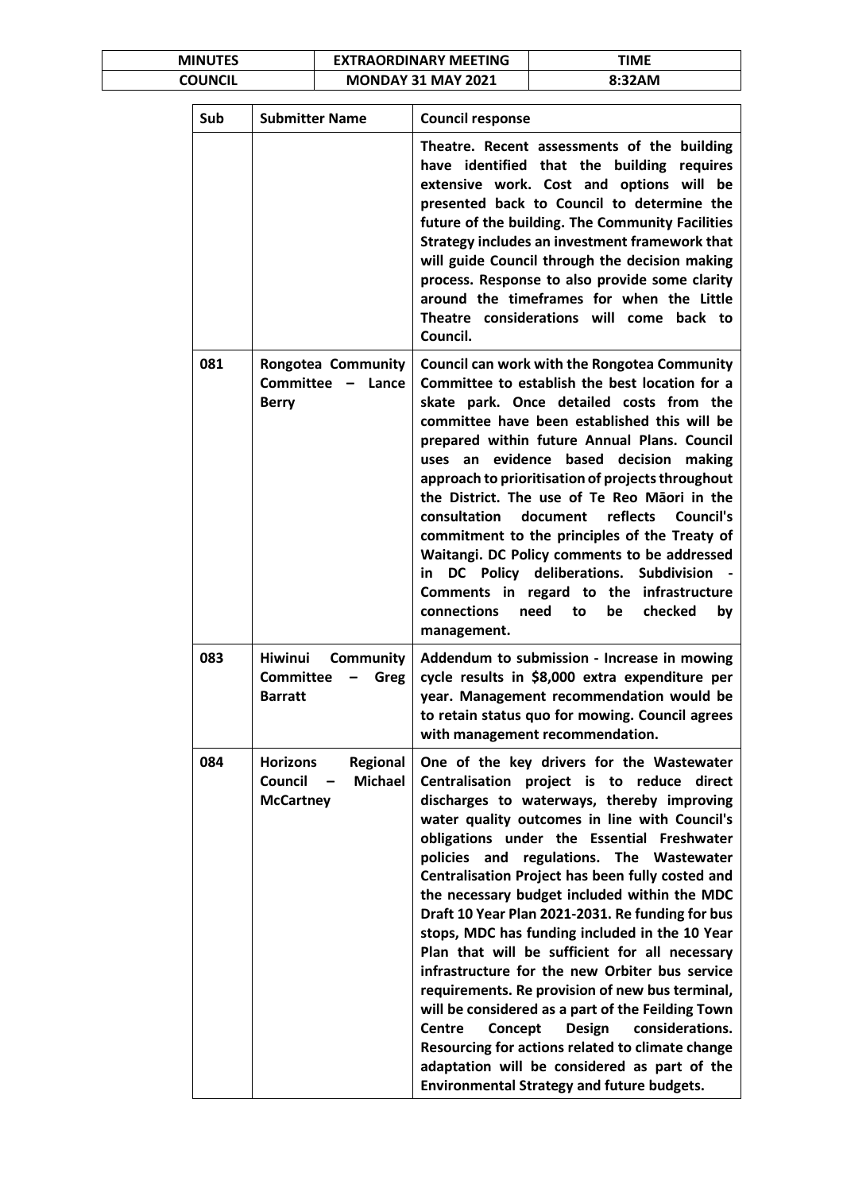| Sub | Submitter Name | Council response |
|---|---|---|
| | | **Theatre. Recent assessments of the building have identified that the building requires extensive work. Cost and options will be presented back to Council to determine the future of the building. The Community Facilities Strategy includes an investment framework that will guide Council through the decision making process. Response to also provide some clarity around the timeframes for when the Little Theatre considerations will come back to Council.** |
| 081 | **Rongotea Community Committee – Lance Berry** | **Council can work with the Rongotea Community Committee to establish the best location for a skate park. Once detailed costs from the committee have been established this will be prepared within future Annual Plans. Council uses an evidence based decision making approach to prioritisation of projects throughout the District. The use of Te Reo Māori in the consultation document reflects Council's commitment to the principles of the Treaty of Waitangi. DC Policy comments to be addressed in DC Policy deliberations. Subdivision - Comments in regard to the infrastructure connections need to be checked by management.** |
| 083 | **Hiwinui Community Committee – Greg Barratt** | **Addendum to submission - Increase in mowing cycle results in $8,000 extra expenditure per year. Management recommendation would be to retain status quo for mowing. Council agrees with management recommendation.** |
| 084 | **Horizons Regional Council – Michael McCartney** | **One of the key drivers for the Wastewater Centralisation project is to reduce direct discharges to waterways, thereby improving water quality outcomes in line with Council's obligations under the Essential Freshwater policies and regulations. The Wastewater Centralisation Project has been fully costed and the necessary budget included within the MDC Draft 10 Year Plan 2021-2031. Re funding for bus stops, MDC has funding included in the 10 Year Plan that will be sufficient for all necessary infrastructure for the new Orbiter bus service requirements. Re provision of new bus terminal, will be considered as a part of the Feilding Town Centre Concept Design considerations. Resourcing for actions related to climate change adaptation will be considered as part of the Environmental Strategy and future budgets.** |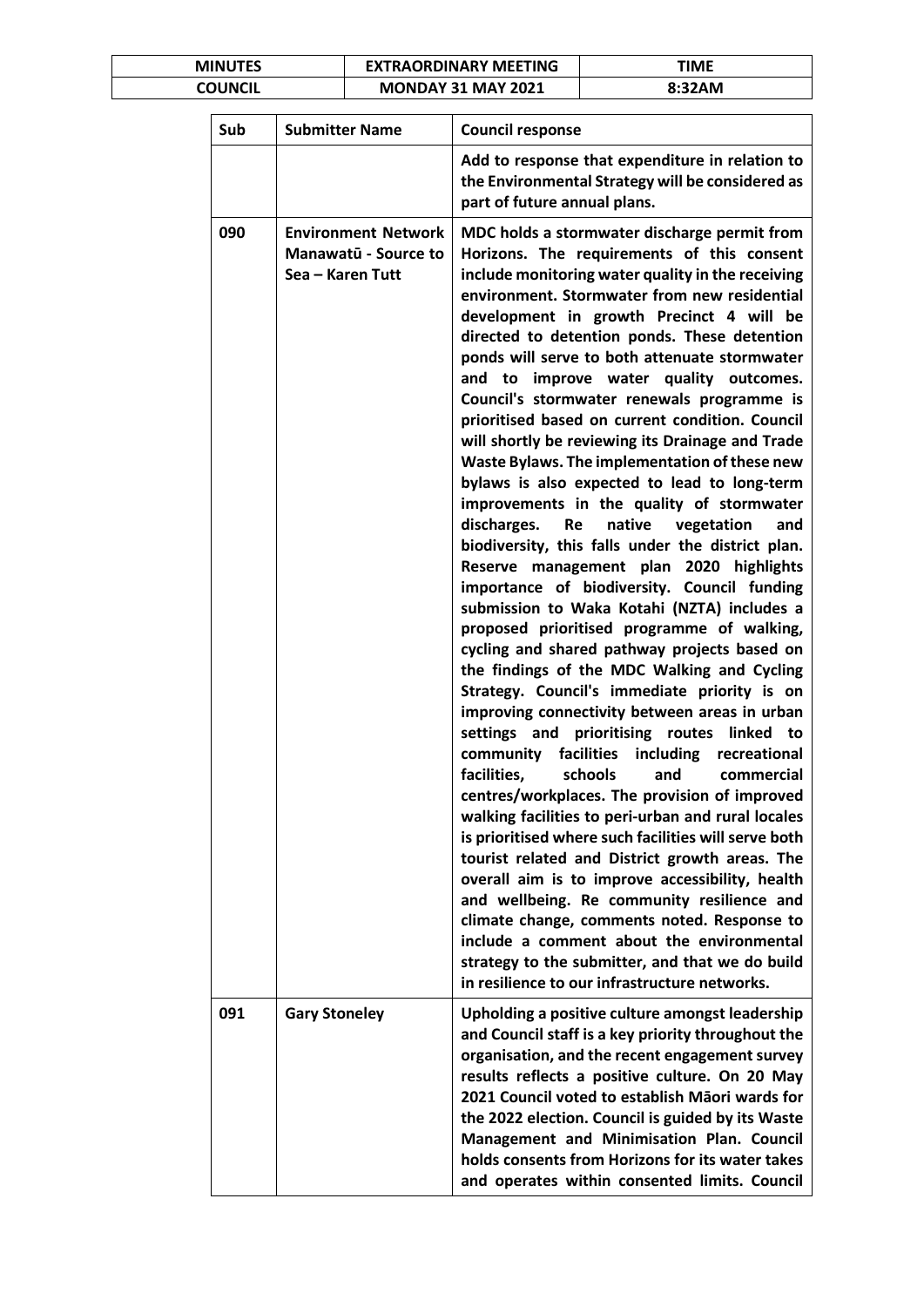| Sub | Submitter Name | Council response |
|---|---|---|
| | | **Add to response that expenditure in relation to the Environmental Strategy will be considered as part of future annual plans.** |
| **090** | **Environment Network Manawatū - Source to Sea – Karen Tutt** | **MDC holds a stormwater discharge permit from Horizons. The requirements of this consent include monitoring water quality in the receiving environment. Stormwater from new residential development in growth Precinct 4 will be directed to detention ponds. These detention ponds will serve to both attenuate stormwater and to improve water quality outcomes. Council's stormwater renewals programme is prioritised based on current condition. Council will shortly be reviewing its Drainage and Trade Waste Bylaws. The implementation of these new bylaws is also expected to lead to long-term improvements in the quality of stormwater discharges. Re native vegetation and biodiversity, this falls under the district plan. Reserve management plan 2020 highlights importance of biodiversity. Council funding submission to Waka Kotahi (NZTA) includes a proposed prioritised programme of walking, cycling and shared pathway projects based on the findings of the MDC Walking and Cycling Strategy. Council's immediate priority is on improving connectivity between areas in urban settings and prioritising routes linked to community facilities including recreational facilities, schools and commercial centres/workplaces. The provision of improved walking facilities to peri-urban and rural locales is prioritised where such facilities will serve both tourist related and District growth areas. The overall aim is to improve accessibility, health and wellbeing. Re community resilience and climate change, comments noted. Response to include a comment about the environmental strategy to the submitter, and that we do build in resilience to our infrastructure networks.** |
| **091** | **Gary Stoneley** | **Upholding a positive culture amongst leadership and Council staff is a key priority throughout the organisation, and the recent engagement survey results reflects a positive culture. On 20 May 2021 Council voted to establish Māori wards for the 2022 election. Council is guided by its Waste Management and Minimisation Plan. Council holds consents from Horizons for its water takes and operates within consented limits. Council** |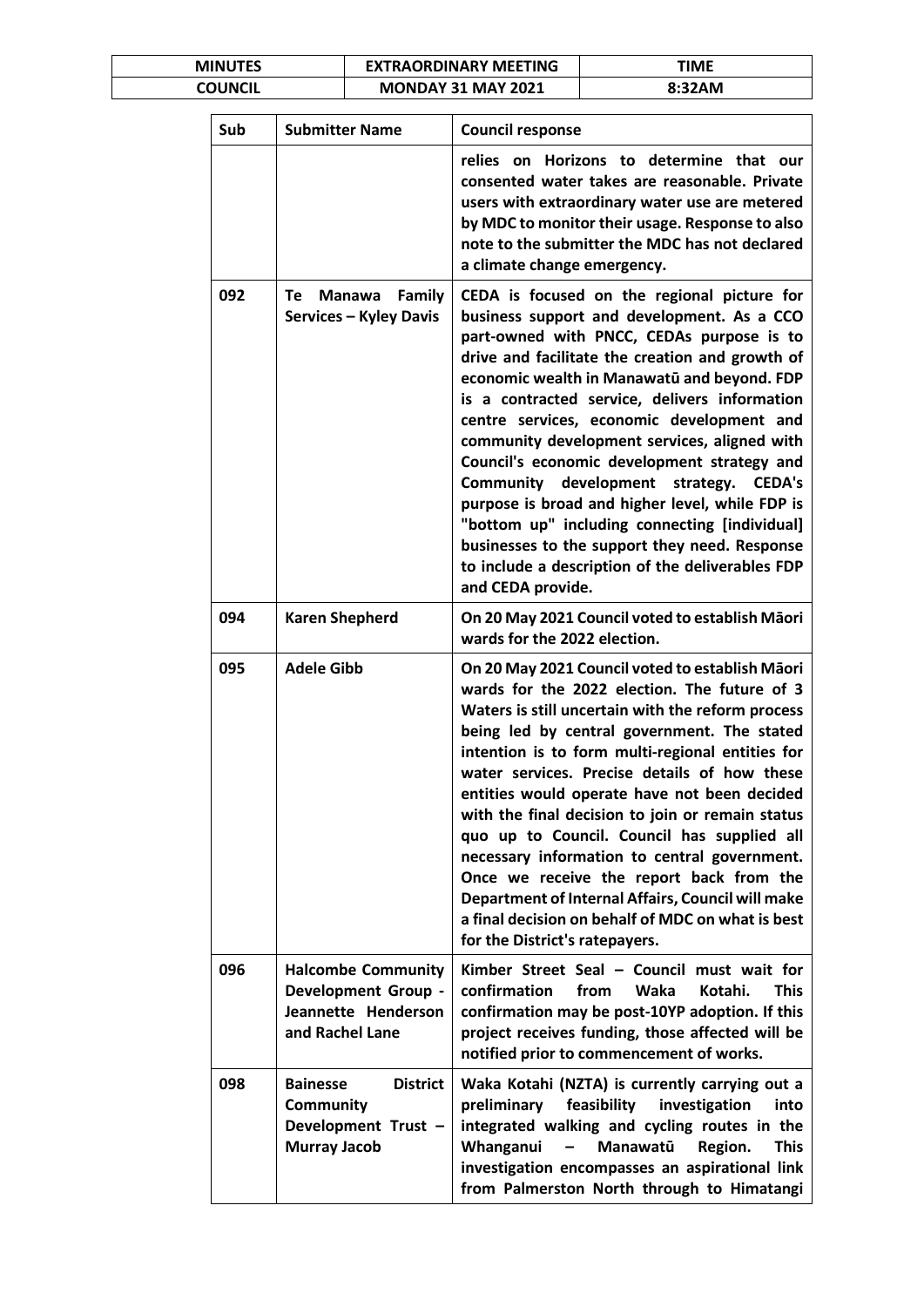| Sub | Submitter Name | Council response |
|---|---|---|
| | | **relies on Horizons to determine that our consented water takes are reasonable. Private users with extraordinary water use are metered by MDC to monitor their usage. Response to also note to the submitter the MDC has not declared a climate change emergency.** |
| 092 | **Te Manawa Family Services – Kyley Davis** | **CEDA is focused on the regional picture for business support and development. As a CCO part-owned with PNCC, CEDAs purpose is to drive and facilitate the creation and growth of economic wealth in Manawatū and beyond. FDP is a contracted service, delivers information centre services, economic development and community development services, aligned with Council's economic development strategy and Community development strategy. CEDA's purpose is broad and higher level, while FDP is "bottom up" including connecting [individual] businesses to the support they need. Response to include a description of the deliverables FDP and CEDA provide.** |
| 094 | **Karen Shepherd** | **On 20 May 2021 Council voted to establish Māori wards for the 2022 election.** |
| 095 | **Adele Gibb** | **On 20 May 2021 Council voted to establish Māori wards for the 2022 election. The future of 3 Waters is still uncertain with the reform process being led by central government. The stated intention is to form multi-regional entities for water services. Precise details of how these entities would operate have not been decided with the final decision to join or remain status quo up to Council. Council has supplied all necessary information to central government. Once we receive the report back from the Department of Internal Affairs, Council will make a final decision on behalf of MDC on what is best for the District's ratepayers.** |
| 096 | **Halcombe Community Development Group - Jeannette Henderson and Rachel Lane** | **Kimber Street Seal – Council must wait for confirmation from Waka Kotahi. This confirmation may be post-10YP adoption. If this project receives funding, those affected will be notified prior to commencement of works.** |
| 098 | **Bainesse District Community Development Trust – Murray Jacob** | **Waka Kotahi (NZTA) is currently carrying out a preliminary feasibility investigation into integrated walking and cycling routes in the Whanganui – Manawatū Region. This investigation encompasses an aspirational link from Palmerston North through to Himatangi** |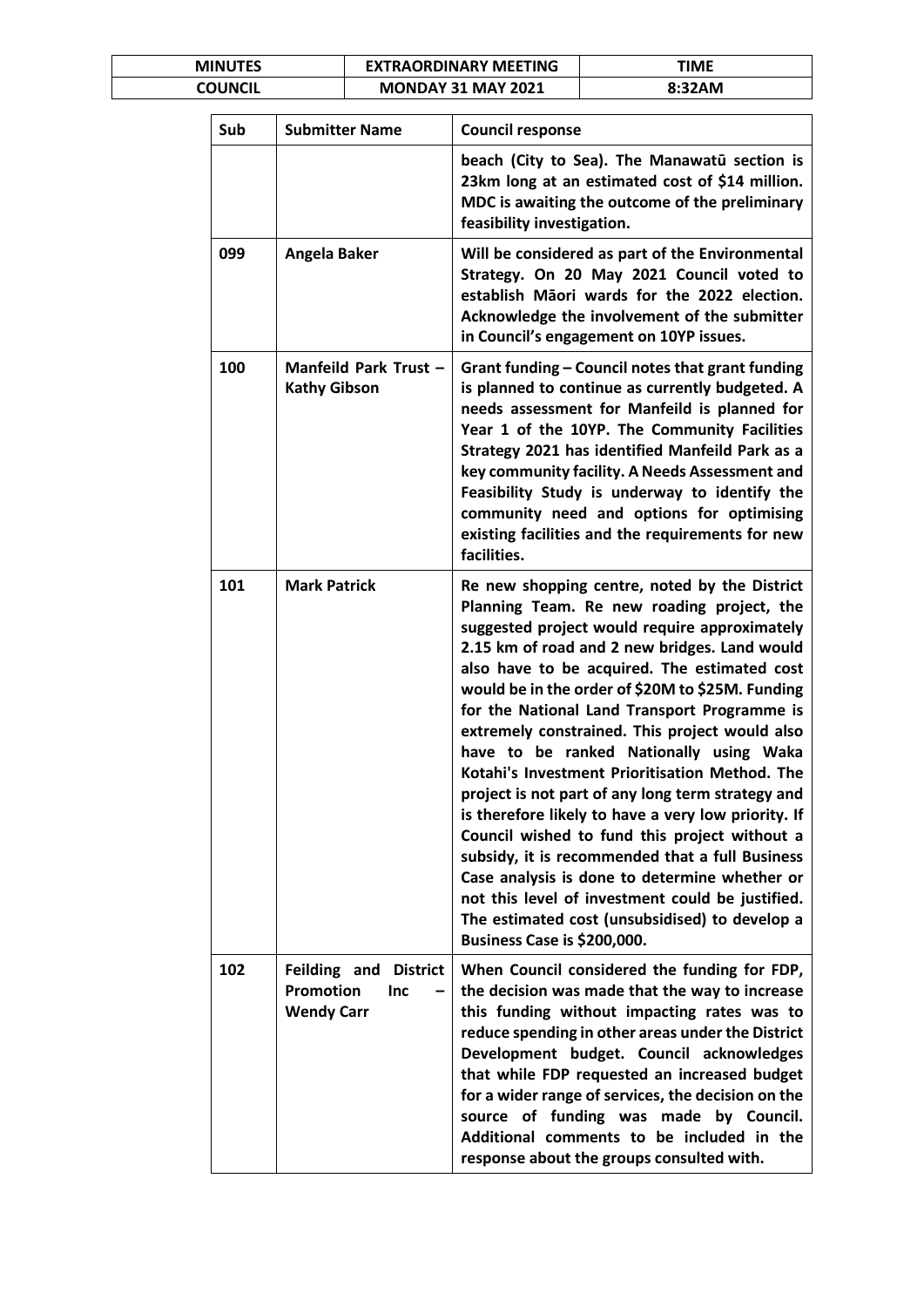| Sub | Submitter Name | Council response |
|---|---|---|
| | | **beach (City to Sea). The Manawatū section is 23km long at an estimated cost of $14 million. MDC is awaiting the outcome of the preliminary feasibility investigation.** |
| **099** | **Angela Baker** | **Will be considered as part of the Environmental Strategy. On 20 May 2021 Council voted to establish Māori wards for the 2022 election. Acknowledge the involvement of the submitter in Council's engagement on 10YP issues.** |
| **100** | **Manfeild Park Trust – Kathy Gibson** | **Grant funding – Council notes that grant funding is planned to continue as currently budgeted. A needs assessment for Manfeild is planned for Year 1 of the 10YP. The Community Facilities Strategy 2021 has identified Manfeild Park as a key community facility. A Needs Assessment and Feasibility Study is underway to identify the community need and options for optimising existing facilities and the requirements for new facilities.** |
| **101** | **Mark Patrick** | **Re new shopping centre, noted by the District Planning Team. Re new roading project, the suggested project would require approximately 2.15 km of road and 2 new bridges. Land would also have to be acquired. The estimated cost would be in the order of $20M to $25M. Funding for the National Land Transport Programme is extremely constrained. This project would also have to be ranked Nationally using Waka Kotahi's Investment Prioritisation Method. The project is not part of any long term strategy and is therefore likely to have a very low priority. If Council wished to fund this project without a subsidy, it is recommended that a full Business Case analysis is done to determine whether or not this level of investment could be justified. The estimated cost (unsubsidised) to develop a Business Case is $200,000.** |
| **102** | **Feilding and District Promotion Inc – Wendy Carr** | **When Council considered the funding for FDP, the decision was made that the way to increase this funding without impacting rates was to reduce spending in other areas under the District Development budget. Council acknowledges that while FDP requested an increased budget for a wider range of services, the decision on the source of funding was made by Council. Additional comments to be included in the response about the groups consulted with.** |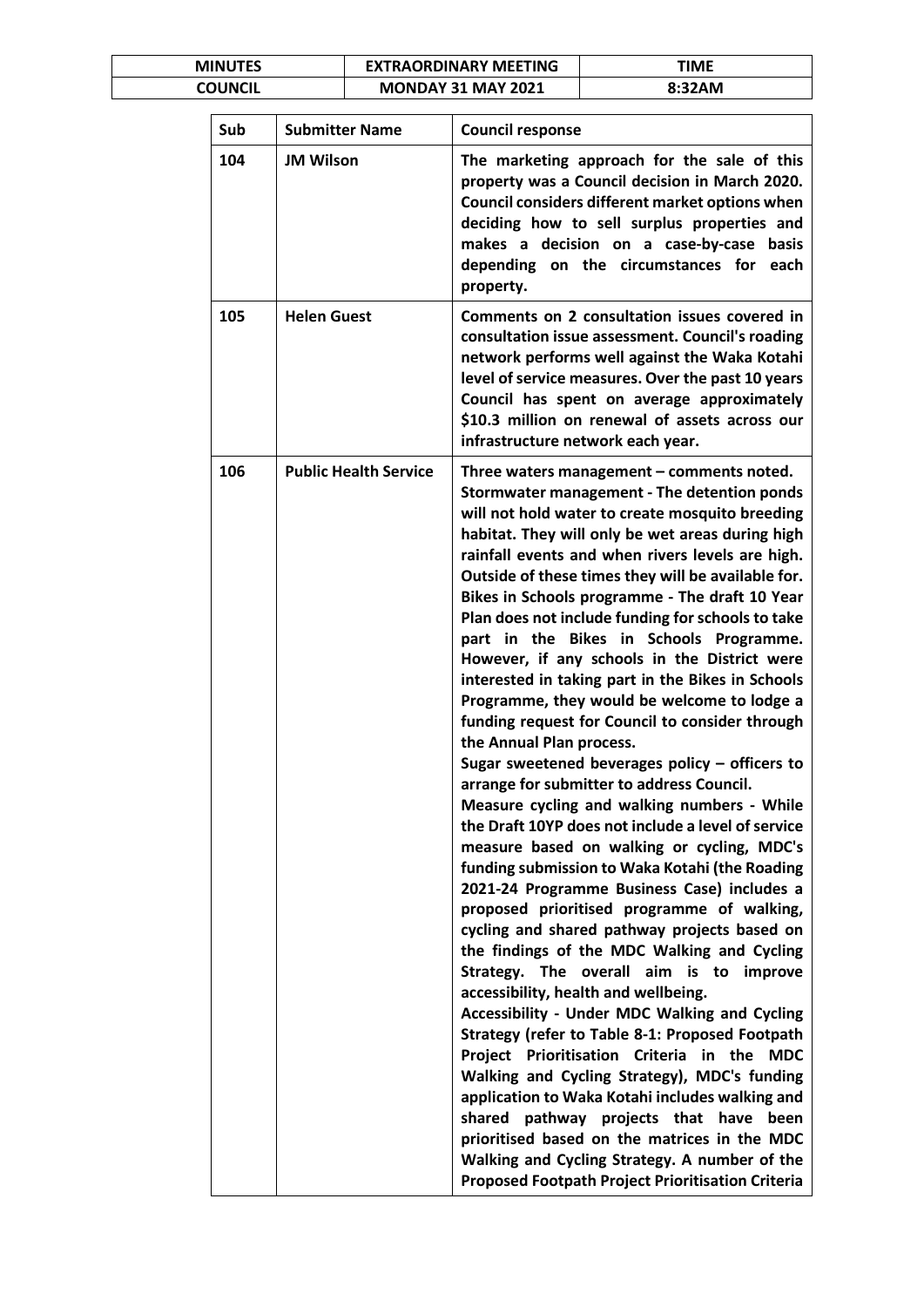| MINUTES | EXTRAORDINARY MEETING | TIME |
| --- | --- | --- |
| COUNCIL | MONDAY 31 MAY 2021 | 8:32AM |

| Sub | Submitter Name | Council response |
| --- | --- | --- |
| 104 | JM Wilson | The marketing approach for the sale of this property was a Council decision in March 2020. Council considers different market options when deciding how to sell surplus properties and makes a decision on a case-by-case basis depending on the circumstances for each property. |
| 105 | Helen Guest | Comments on 2 consultation issues covered in consultation issue assessment. Council's roading network performs well against the Waka Kotahi level of service measures. Over the past 10 years Council has spent on average approximately $10.3 million on renewal of assets across our infrastructure network each year. |
| 106 | Public Health Service | Three waters management – comments noted.<br>Stormwater management - The detention ponds will not hold water to create mosquito breeding habitat. They will only be wet areas during high rainfall events and when rivers levels are high. Outside of these times they will be available for.<br>Bikes in Schools programme - The draft 10 Year Plan does not include funding for schools to take part in the Bikes in Schools Programme. However, if any schools in the District were interested in taking part in the Bikes in Schools Programme, they would be welcome to lodge a funding request for Council to consider through the Annual Plan process.<br>Sugar sweetened beverages policy – officers to arrange for submitter to address Council.<br>Measure cycling and walking numbers - While the Draft 10YP does not include a level of service measure based on walking or cycling, MDC's funding submission to Waka Kotahi (the Roading 2021-24 Programme Business Case) includes a proposed prioritised programme of walking, cycling and shared pathway projects based on the findings of the MDC Walking and Cycling Strategy. The overall aim is to improve accessibility, health and wellbeing.<br>Accessibility - Under MDC Walking and Cycling Strategy (refer to Table 8-1: Proposed Footpath Project Prioritisation Criteria in the MDC Walking and Cycling Strategy), MDC's funding application to Waka Kotahi includes walking and shared pathway projects that have been prioritised based on the matrices in the MDC Walking and Cycling Strategy. A number of the Proposed Footpath Project Prioritisation Criteria |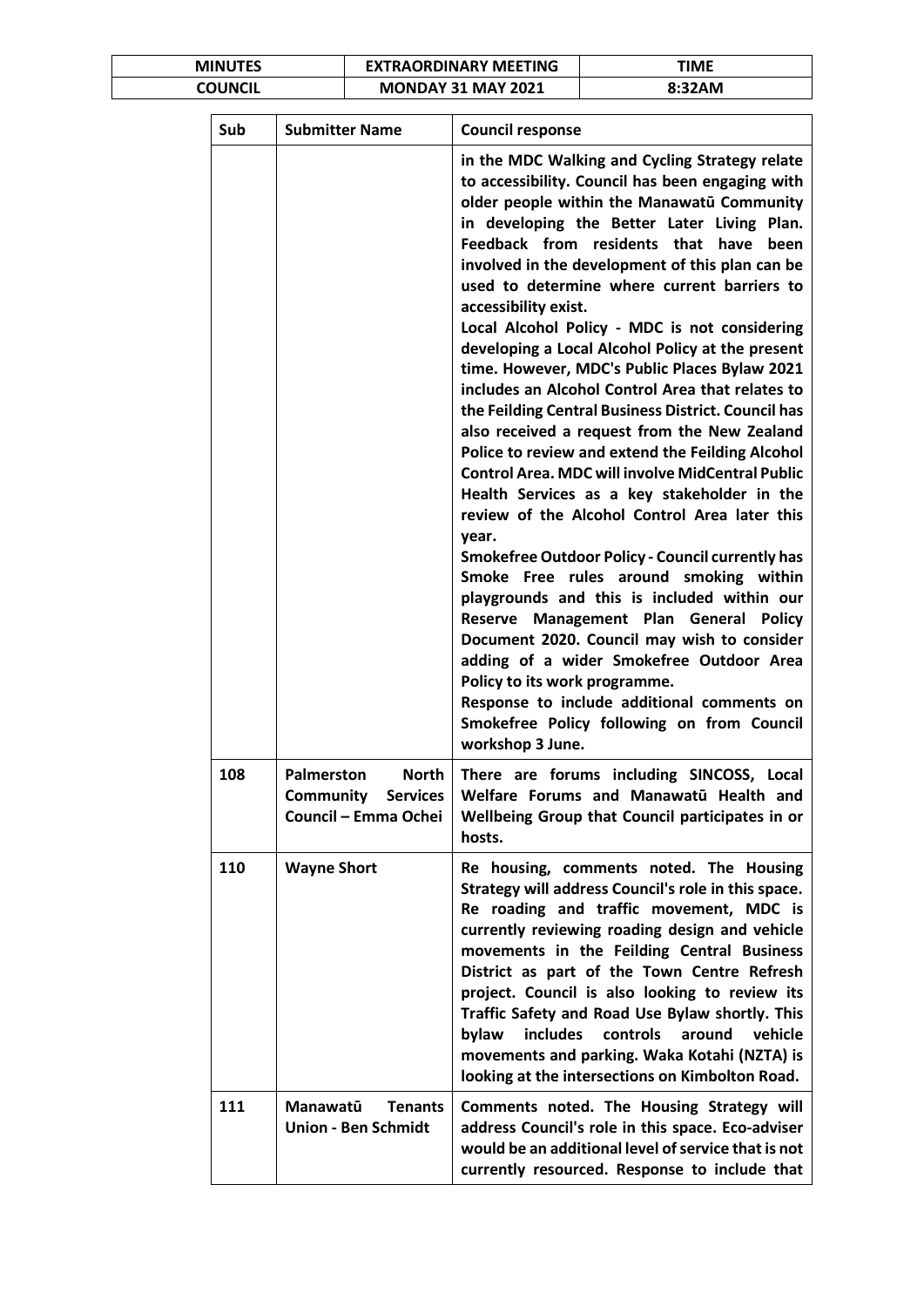| Sub | Submitter Name | Council response |
|---|---|---|
| | | **in the MDC Walking and Cycling Strategy relate to accessibility. Council has been engaging with older people within the Manawatū Community in developing the Better Later Living Plan. Feedback from residents that have been involved in the development of this plan can be used to determine where current barriers to accessibility exist.**<br>**Local Alcohol Policy - MDC is not considering developing a Local Alcohol Policy at the present time. However, MDC's Public Places Bylaw 2021 includes an Alcohol Control Area that relates to the Feilding Central Business District. Council has also received a request from the New Zealand Police to review and extend the Feilding Alcohol Control Area. MDC will involve MidCentral Public Health Services as a key stakeholder in the review of the Alcohol Control Area later this year.**<br>**Smokefree Outdoor Policy - Council currently has Smoke Free rules around smoking within playgrounds and this is included within our Reserve Management Plan General Policy Document 2020. Council may wish to consider adding of a wider Smokefree Outdoor Area Policy to its work programme.**<br>**Response to include additional comments on Smokefree Policy following on from Council workshop 3 June.** |
| **108** | **Palmerston North Community Services Council – Emma Ochei** | **There are forums including SINCOSS, Local Welfare Forums and Manawatū Health and Wellbeing Group that Council participates in or hosts.** |
| **110** | **Wayne Short** | **Re housing, comments noted. The Housing Strategy will address Council's role in this space. Re roading and traffic movement, MDC is currently reviewing roading design and vehicle movements in the Feilding Central Business District as part of the Town Centre Refresh project. Council is also looking to review its Traffic Safety and Road Use Bylaw shortly. This bylaw includes controls around vehicle movements and parking. Waka Kotahi (NZTA) is looking at the intersections on Kimbolton Road.** |
| **111** | **Manawatū Tenants Union - Ben Schmidt** | **Comments noted. The Housing Strategy will address Council's role in this space. Eco-adviser would be an additional level of service that is not currently resourced. Response to include that** |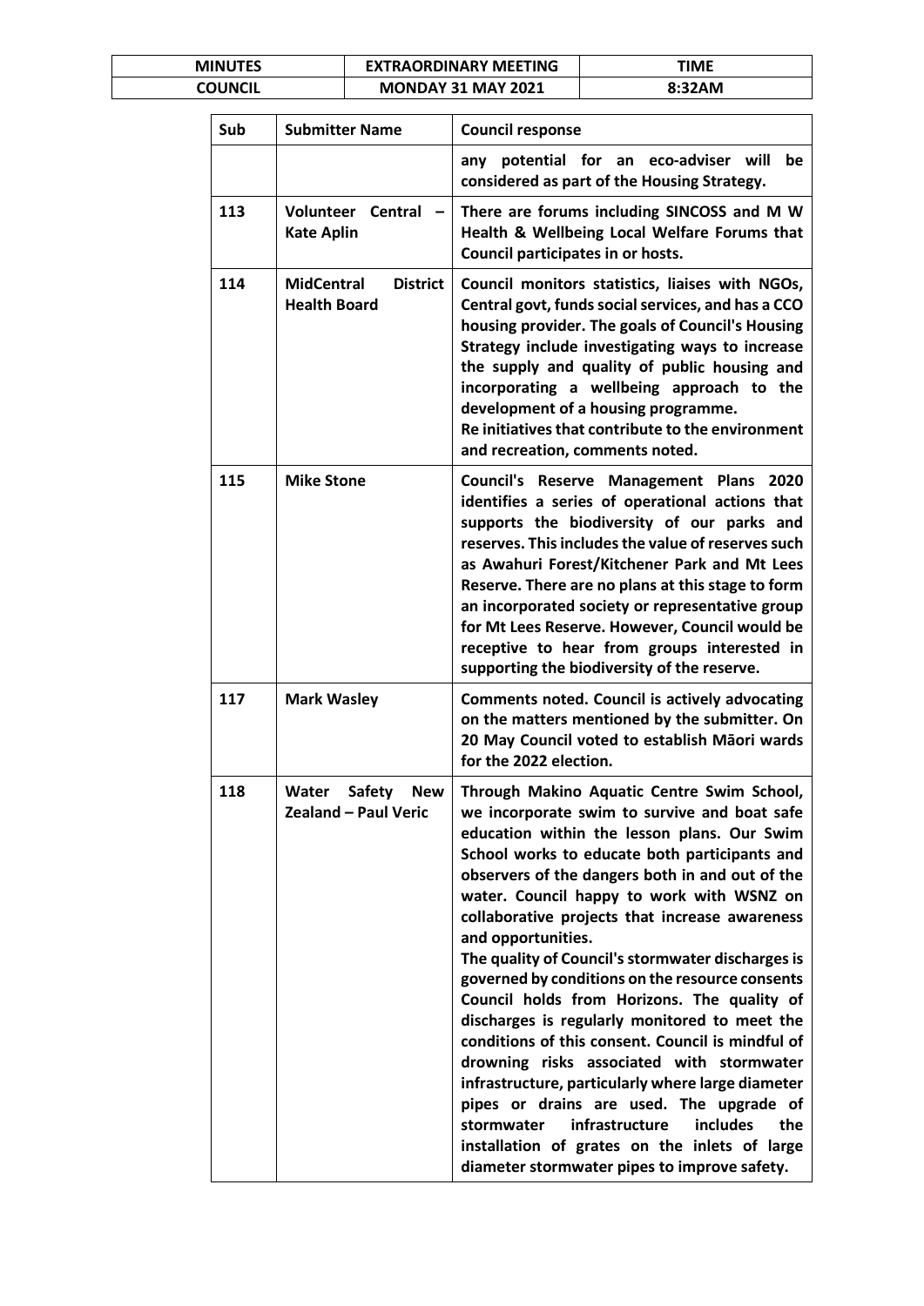| Sub | Submitter Name | Council response |
|---|---|---|
| | | any potential for an eco-adviser will be considered as part of the Housing Strategy. |
| 113 | Volunteer Central – Kate Aplin | There are forums including SINCOSS and M W Health & Wellbeing Local Welfare Forums that Council participates in or hosts. |
| 114 | MidCentral District Health Board | Council monitors statistics, liaises with NGOs, Central govt, funds social services, and has a CCO housing provider. The goals of Council's Housing Strategy include investigating ways to increase the supply and quality of public housing and incorporating a wellbeing approach to the development of a housing programme.<br>Re initiatives that contribute to the environment and recreation, comments noted. |
| 115 | Mike Stone | Council's Reserve Management Plans 2020 identifies a series of operational actions that supports the biodiversity of our parks and reserves. This includes the value of reserves such as Awahuri Forest/Kitchener Park and Mt Lees Reserve. There are no plans at this stage to form an incorporated society or representative group for Mt Lees Reserve. However, Council would be receptive to hear from groups interested in supporting the biodiversity of the reserve. |
| 117 | Mark Wasley | Comments noted. Council is actively advocating on the matters mentioned by the submitter. On 20 May Council voted to establish Māori wards for the 2022 election. |
| 118 | Water Safety New Zealand – Paul Veric | Through Makino Aquatic Centre Swim School, we incorporate swim to survive and boat safe education within the lesson plans. Our Swim School works to educate both participants and observers of the dangers both in and out of the water. Council happy to work with WSNZ on collaborative projects that increase awareness and opportunities.<br>The quality of Council's stormwater discharges is governed by conditions on the resource consents Council holds from Horizons. The quality of discharges is regularly monitored to meet the conditions of this consent. Council is mindful of drowning risks associated with stormwater infrastructure, particularly where large diameter pipes or drains are used. The upgrade of stormwater infrastructure includes the installation of grates on the inlets of large diameter stormwater pipes to improve safety. |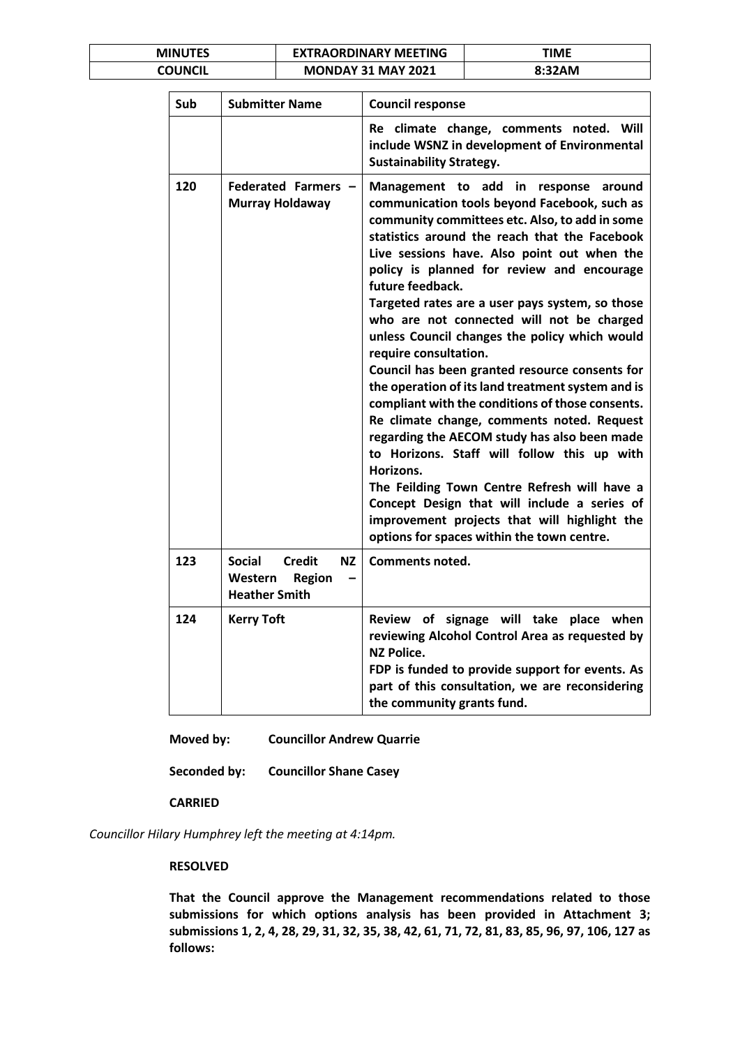| Sub | Submitter Name | Council response |
|---|---|---|
| | | **Re climate change, comments noted. Will include WSNZ in development of Environmental Sustainability Strategy.** |
| 120 | **Federated Farmers – Murray Holdaway** | **Management to add in response around communication tools beyond Facebook, such as community committees etc. Also, to add in some statistics around the reach that the Facebook Live sessions have. Also point out when the policy is planned for review and encourage future feedback.**<br>**Targeted rates are a user pays system, so those who are not connected will not be charged unless Council changes the policy which would require consultation.**<br>**Council has been granted resource consents for the operation of its land treatment system and is compliant with the conditions of those consents.**<br>**Re climate change, comments noted. Request regarding the AECOM study has also been made to Horizons. Staff will follow this up with Horizons.**<br>**The Feilding Town Centre Refresh will have a Concept Design that will include a series of improvement projects that will highlight the options for spaces within the town centre.** |
| 123 | **Social Credit NZ Western Region – Heather Smith** | **Comments noted.** |
| 124 | **Kerry Toft** | **Review of signage will take place when reviewing Alcohol Control Area as requested by NZ Police.**<br>**FDP is funded to provide support for events. As part of this consultation, we are reconsidering the community grants fund.** |

**Moved by:** **Councillor Andrew Quarrie**

**Seconded by:** **Councillor Shane Casey**

**CARRIED**

*Councillor Hilary Humphrey left the meeting at 4:14pm.*

**RESOLVED**

**That the Council approve the Management recommendations related to those submissions for which options analysis has been provided in Attachment 3; submissions 1, 2, 4, 28, 29, 31, 32, 35, 38, 42, 61, 71, 72, 81, 83, 85, 96, 97, 106, 127 as follows:**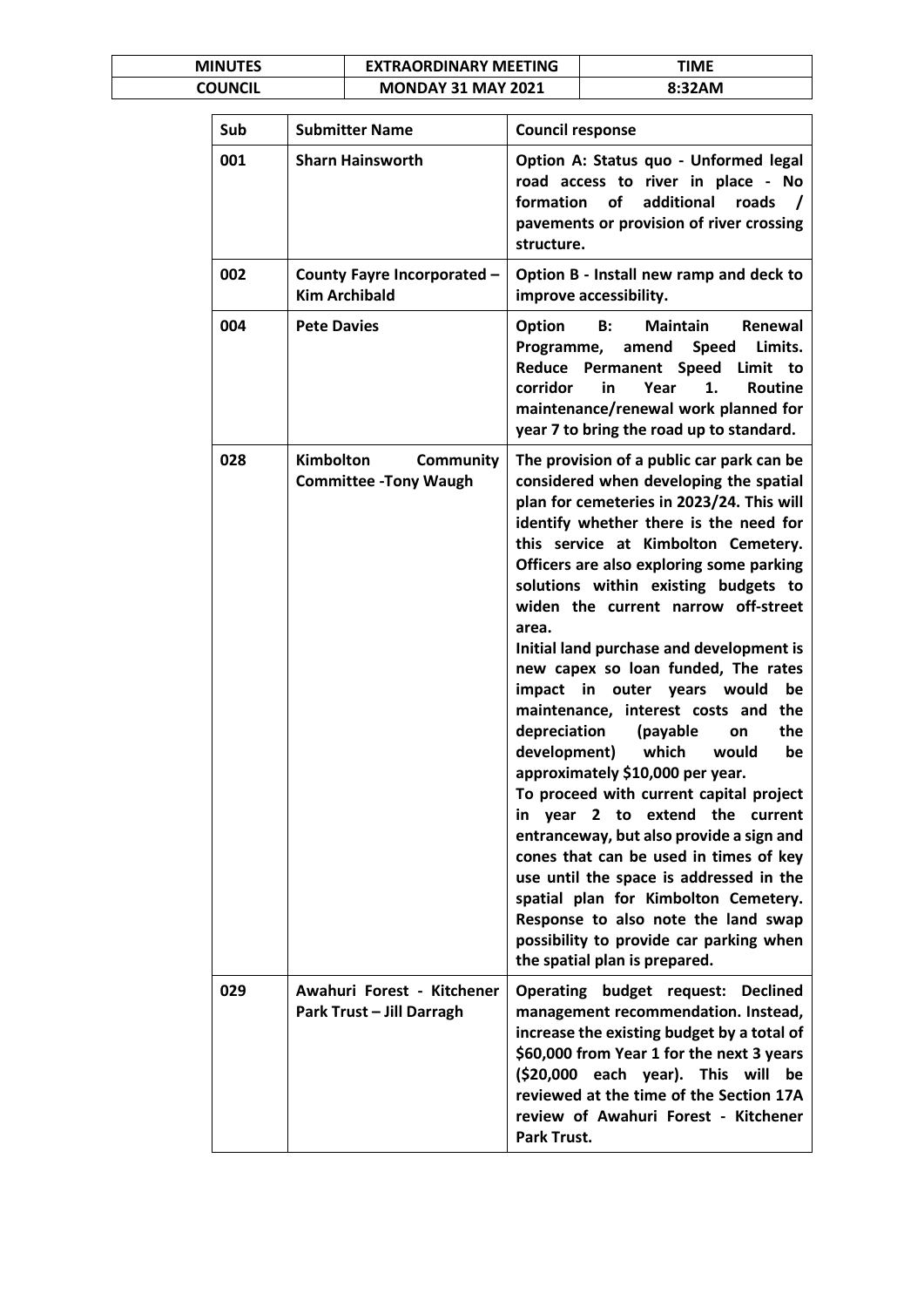| Sub | Submitter Name | Council response |
|---|---|---|
| 001 | **Sharn Hainsworth** | **Option A: Status quo - Unformed legal road access to river in place - No formation of additional roads / pavements or provision of river crossing structure.** |
| 002 | **County Fayre Incorporated – Kim Archibald** | **Option B - Install new ramp and deck to improve accessibility.** |
| 004 | **Pete Davies** | **Option B: Maintain Renewal Programme, amend Speed Limits. Reduce Permanent Speed Limit to corridor in Year 1. Routine maintenance/renewal work planned for year 7 to bring the road up to standard.** |
| 028 | **Kimbolton Community Committee -Tony Waugh** | **The provision of a public car park can be considered when developing the spatial plan for cemeteries in 2023/24. This will identify whether there is the need for this service at Kimbolton Cemetery. Officers are also exploring some parking solutions within existing budgets to widen the current narrow off-street area.**<br>**Initial land purchase and development is new capex so loan funded, The rates impact in outer years would be maintenance, interest costs and the depreciation (payable on the development) which would be approximately $10,000 per year.**<br>**To proceed with current capital project in year 2 to extend the current entranceway, but also provide a sign and cones that can be used in times of key use until the space is addressed in the spatial plan for Kimbolton Cemetery. Response to also note the land swap possibility to provide car parking when the spatial plan is prepared.** |
| 029 | **Awahuri Forest - Kitchener Park Trust – Jill Darragh** | **Operating budget request: Declined management recommendation. Instead, increase the existing budget by a total of $60,000 from Year 1 for the next 3 years ($20,000 each year). This will be reviewed at the time of the Section 17A review of Awahuri Forest - Kitchener Park Trust.** |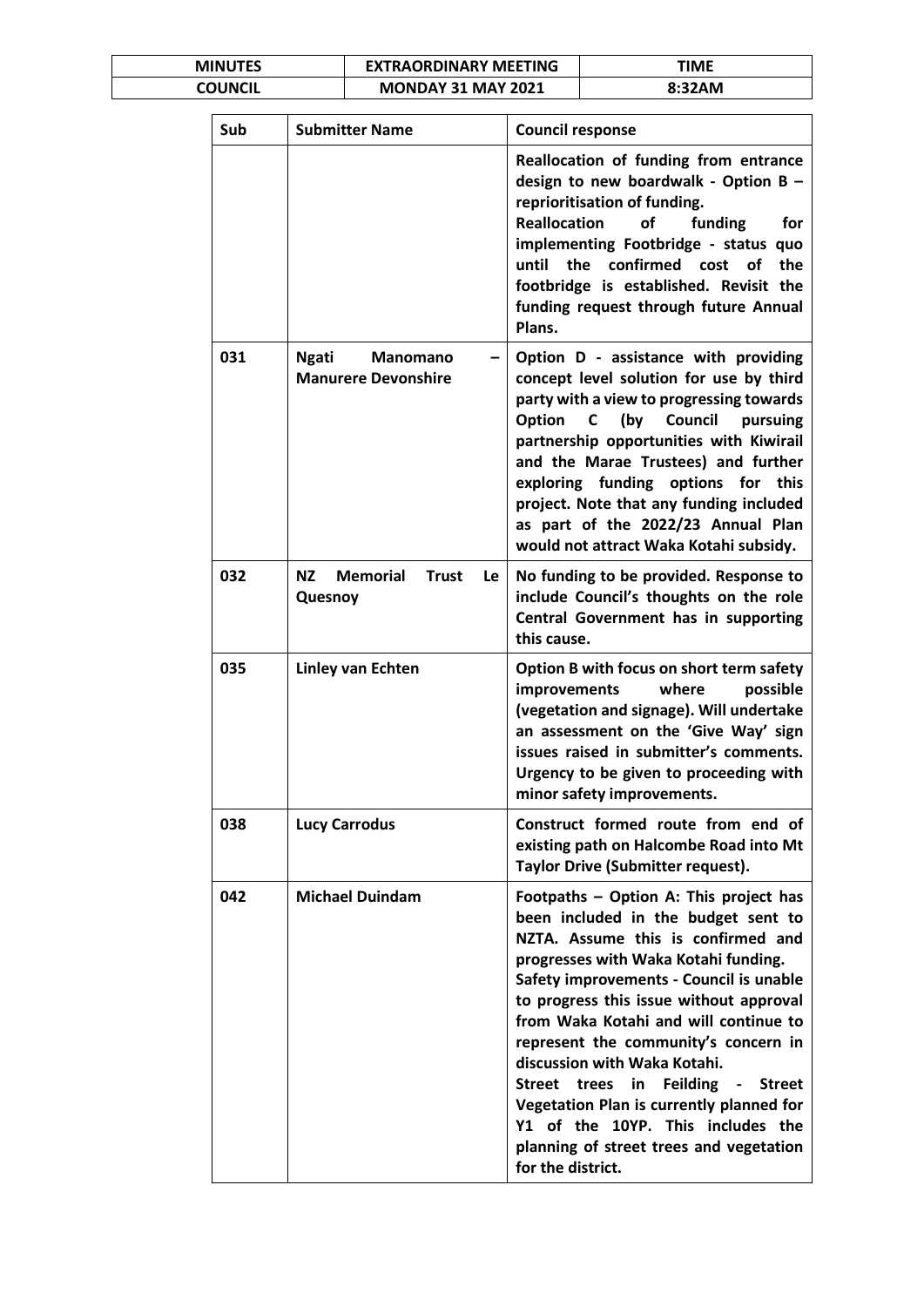| MINUTES | EXTRAORDINARY MEETING | TIME |
|---|---|---|
| COUNCIL | MONDAY 31 MAY 2021 | 8:32AM |

| Sub | Submitter Name | Council response |
|---|---|---|
| | | **Reallocation of funding from entrance design to new boardwalk - Option B – reprioritisation of funding.** **Reallocation of funding for implementing Footbridge - status quo until the confirmed cost of the footbridge is established. Revisit the funding request through future Annual Plans.** |
| 031 | **Ngati Manomano – Manurere Devonshire** | **Option D - assistance with providing concept level solution for use by third party with a view to progressing towards Option C (by Council pursuing partnership opportunities with Kiwirail and the Marae Trustees) and further exploring funding options for this project. Note that any funding included as part of the 2022/23 Annual Plan would not attract Waka Kotahi subsidy.** |
| 032 | **NZ Memorial Trust Le Quesnoy** | **No funding to be provided. Response to include Council's thoughts on the role Central Government has in supporting this cause.** |
| 035 | **Linley van Echten** | **Option B with focus on short term safety improvements where possible (vegetation and signage). Will undertake an assessment on the 'Give Way' sign issues raised in submitter's comments. Urgency to be given to proceeding with minor safety improvements.** |
| 038 | **Lucy Carrodus** | **Construct formed route from end of existing path on Halcombe Road into Mt Taylor Drive (Submitter request).** |
| 042 | **Michael Duindam** | **Footpaths – Option A: This project has been included in the budget sent to NZTA. Assume this is confirmed and progresses with Waka Kotahi funding.** **Safety improvements - Council is unable to progress this issue without approval from Waka Kotahi and will continue to represent the community's concern in discussion with Waka Kotahi.** **Street trees in Feilding - Street Vegetation Plan is currently planned for Y1 of the 10YP. This includes the planning of street trees and vegetation for the district.** |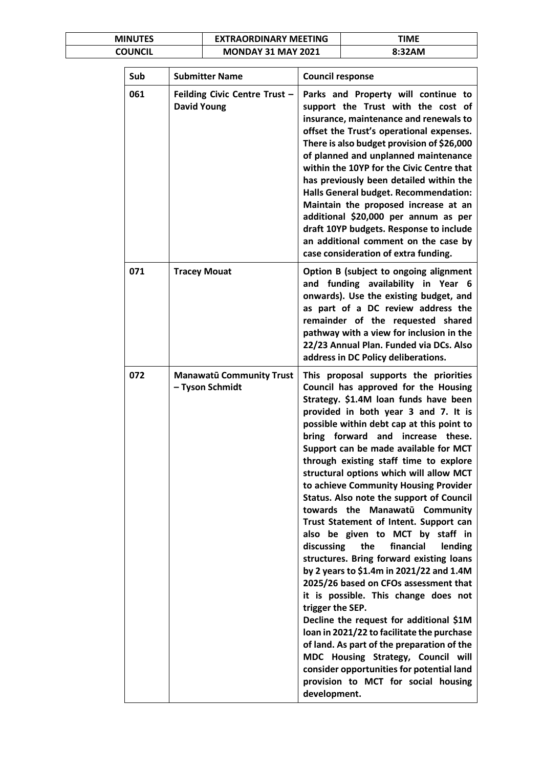| Sub | Submitter Name | Council response |
|---|---|---|
| 061 | **Feilding Civic Centre Trust – David Young** | **Parks and Property will continue to support the Trust with the cost of insurance, maintenance and renewals to offset the Trust's operational expenses. There is also budget provision of $26,000 of planned and unplanned maintenance within the 10YP for the Civic Centre that has previously been detailed within the Halls General budget. Recommendation: Maintain the proposed increase at an additional $20,000 per annum as per draft 10YP budgets. Response to include an additional comment on the case by case consideration of extra funding.** |
| 071 | **Tracey Mouat** | **Option B (subject to ongoing alignment and funding availability in Year 6 onwards). Use the existing budget, and as part of a DC review address the remainder of the requested shared pathway with a view for inclusion in the 22/23 Annual Plan. Funded via DCs. Also address in DC Policy deliberations.** |
| 072 | **Manawatū Community Trust – Tyson Schmidt** | **This proposal supports the priorities Council has approved for the Housing Strategy. $1.4M loan funds have been provided in both year 3 and 7. It is possible within debt cap at this point to bring forward and increase these. Support can be made available for MCT through existing staff time to explore structural options which will allow MCT to achieve Community Housing Provider Status. Also note the support of Council towards the Manawatū Community Trust Statement of Intent. Support can also be given to MCT by staff in discussing the financial lending structures. Bring forward existing loans by 2 years to $1.4m in 2021/22 and 1.4M 2025/26 based on CFOs assessment that it is possible. This change does not trigger the SEP.<br>Decline the request for additional $1M loan in 2021/22 to facilitate the purchase of land. As part of the preparation of the MDC Housing Strategy, Council will consider opportunities for potential land provision to MCT for social housing development.** |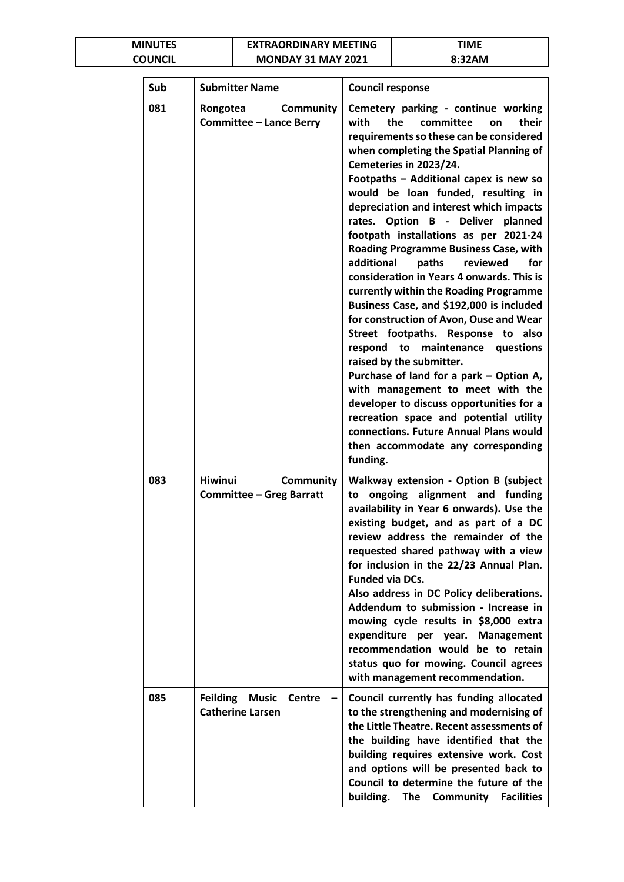| Sub | Submitter Name | Council response |
|---|---|---|
| 081 | Rongotea Community Committee – Lance Berry | **Cemetery parking - continue working with the committee on their requirements so these can be considered when completing the Spatial Planning of Cemeteries in 2023/24. Footpaths – Additional capex is new so would be loan funded, resulting in depreciation and interest which impacts rates. Option B - Deliver planned footpath installations as per 2021-24 Roading Programme Business Case, with additional paths reviewed for consideration in Years 4 onwards. This is currently within the Roading Programme Business Case, and $192,000 is included for construction of Avon, Ouse and Wear Street footpaths. Response to also respond to maintenance questions raised by the submitter. Purchase of land for a park – Option A, with management to meet with the developer to discuss opportunities for a recreation space and potential utility connections. Future Annual Plans would then accommodate any corresponding funding.** |
| 083 | Hiwinui Community Committee – Greg Barratt | **Walkway extension - Option B (subject to ongoing alignment and funding availability in Year 6 onwards). Use the existing budget, and as part of a DC review address the remainder of the requested shared pathway with a view for inclusion in the 22/23 Annual Plan. Funded via DCs. Also address in DC Policy deliberations. Addendum to submission - Increase in mowing cycle results in $8,000 extra expenditure per year. Management recommendation would be to retain status quo for mowing. Council agrees with management recommendation.** |
| 085 | Feilding Music Centre – Catherine Larsen | **Council currently has funding allocated to the strengthening and modernising of the Little Theatre. Recent assessments of the building have identified that the building requires extensive work. Cost and options will be presented back to Council to determine the future of the building. The Community Facilities** |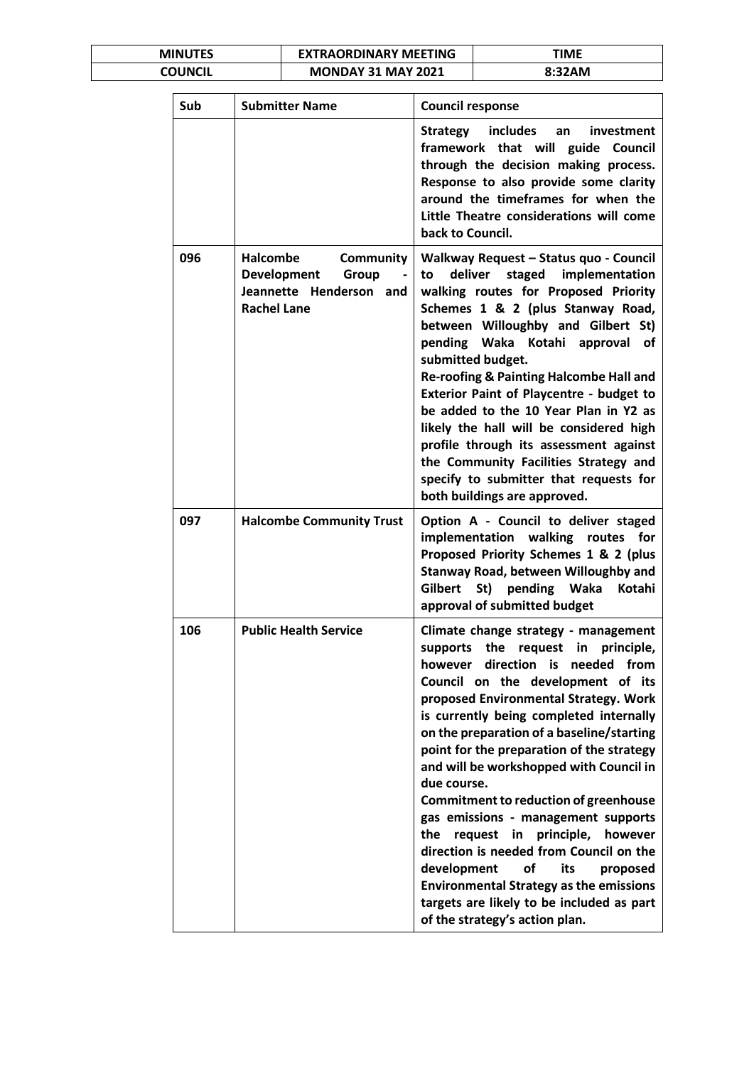| Sub | Submitter Name | Council response |
|---|---|---|
| | | **Strategy includes an investment framework that will guide Council through the decision making process. Response to also provide some clarity around the timeframes for when the Little Theatre considerations will come back to Council.** |
| 096 | **Halcombe Community Development Group - Jeannette Henderson and Rachel Lane** | **Walkway Request – Status quo - Council to deliver staged implementation walking routes for Proposed Priority Schemes 1 & 2 (plus Stanway Road, between Willoughby and Gilbert St) pending Waka Kotahi approval of submitted budget.**<br>**Re-roofing & Painting Halcombe Hall and Exterior Paint of Playcentre - budget to be added to the 10 Year Plan in Y2 as likely the hall will be considered high profile through its assessment against the Community Facilities Strategy and specify to submitter that requests for both buildings are approved.** |
| 097 | **Halcombe Community Trust** | **Option A - Council to deliver staged implementation walking routes for Proposed Priority Schemes 1 & 2 (plus Stanway Road, between Willoughby and Gilbert St) pending Waka Kotahi approval of submitted budget** |
| 106 | **Public Health Service** | **Climate change strategy - management supports the request in principle, however direction is needed from Council on the development of its proposed Environmental Strategy. Work is currently being completed internally on the preparation of a baseline/starting point for the preparation of the strategy and will be workshopped with Council in due course.**<br>**Commitment to reduction of greenhouse gas emissions - management supports the request in principle, however direction is needed from Council on the development of its proposed Environmental Strategy as the emissions targets are likely to be included as part of the strategy's action plan.** |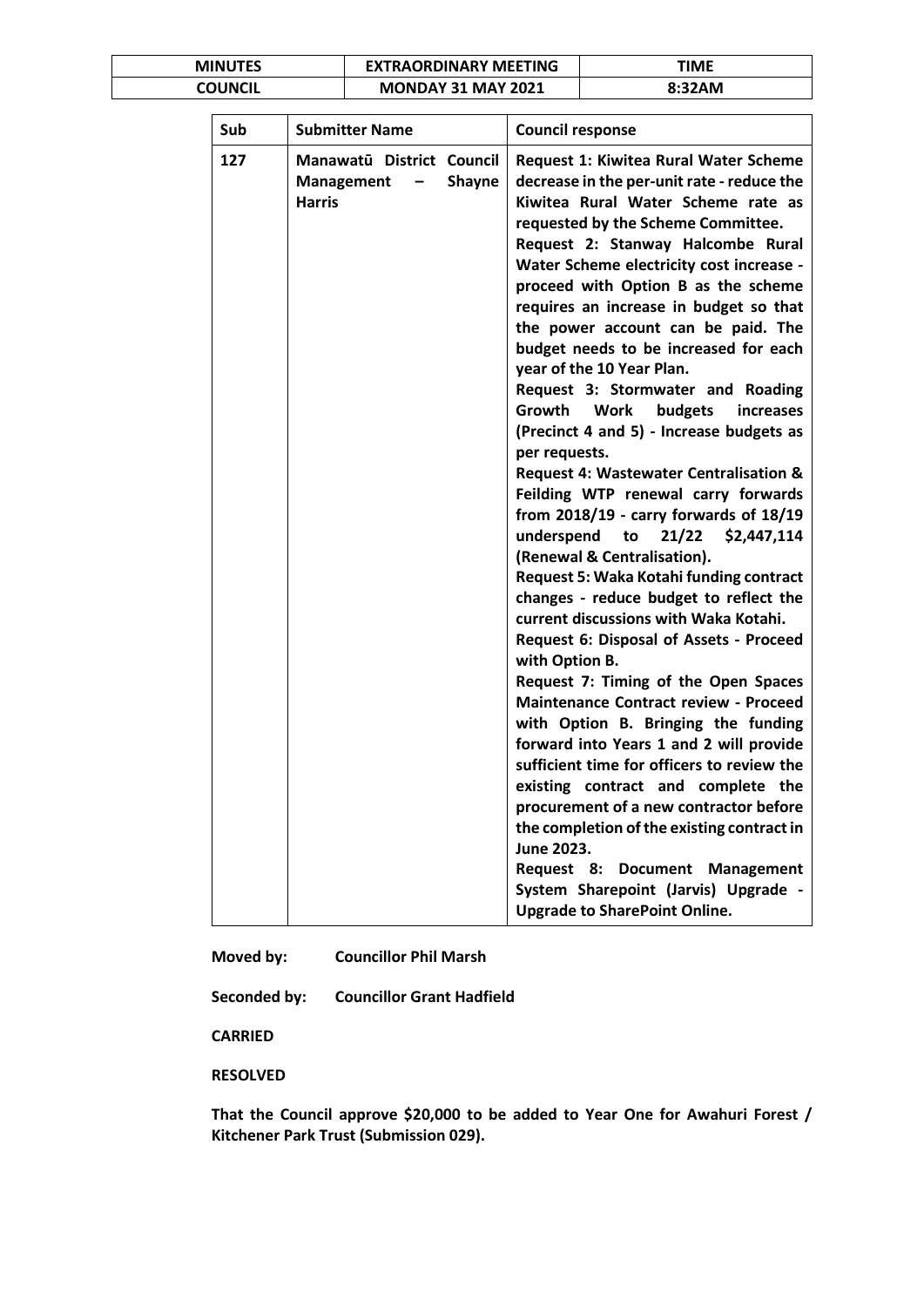| Sub | Submitter Name | Council response |
|---|---|---|
| 127 | **Manawatū District Council Management – Shayne Harris** | **Request 1: Kiwitea Rural Water Scheme decrease in the per-unit rate - reduce the Kiwitea Rural Water Scheme rate as requested by the Scheme Committee.**<br>**Request 2: Stanway Halcombe Rural Water Scheme electricity cost increase - proceed with Option B as the scheme requires an increase in budget so that the power account can be paid. The budget needs to be increased for each year of the 10 Year Plan.**<br>**Request 3: Stormwater and Roading Growth Work budgets increases (Precinct 4 and 5) - Increase budgets as per requests.**<br>**Request 4: Wastewater Centralisation & Feilding WTP renewal carry forwards from 2018/19 - carry forwards of 18/19 underspend to 21/22 $2,447,114 (Renewal & Centralisation).**<br>**Request 5: Waka Kotahi funding contract changes - reduce budget to reflect the current discussions with Waka Kotahi.**<br>**Request 6: Disposal of Assets - Proceed with Option B.**<br>**Request 7: Timing of the Open Spaces Maintenance Contract review - Proceed with Option B. Bringing the funding forward into Years 1 and 2 will provide sufficient time for officers to review the existing contract and complete the procurement of a new contractor before the completion of the existing contract in June 2023.**<br>**Request 8: Document Management System Sharepoint (Jarvis) Upgrade - Upgrade to SharePoint Online.** |

**Moved by:** **Councillor Phil Marsh**

**Seconded by:** **Councillor Grant Hadfield**

**CARRIED**

**RESOLVED**

**That the Council approve $20,000 to be added to Year One for Awahuri Forest / Kitchener Park Trust (Submission 029).**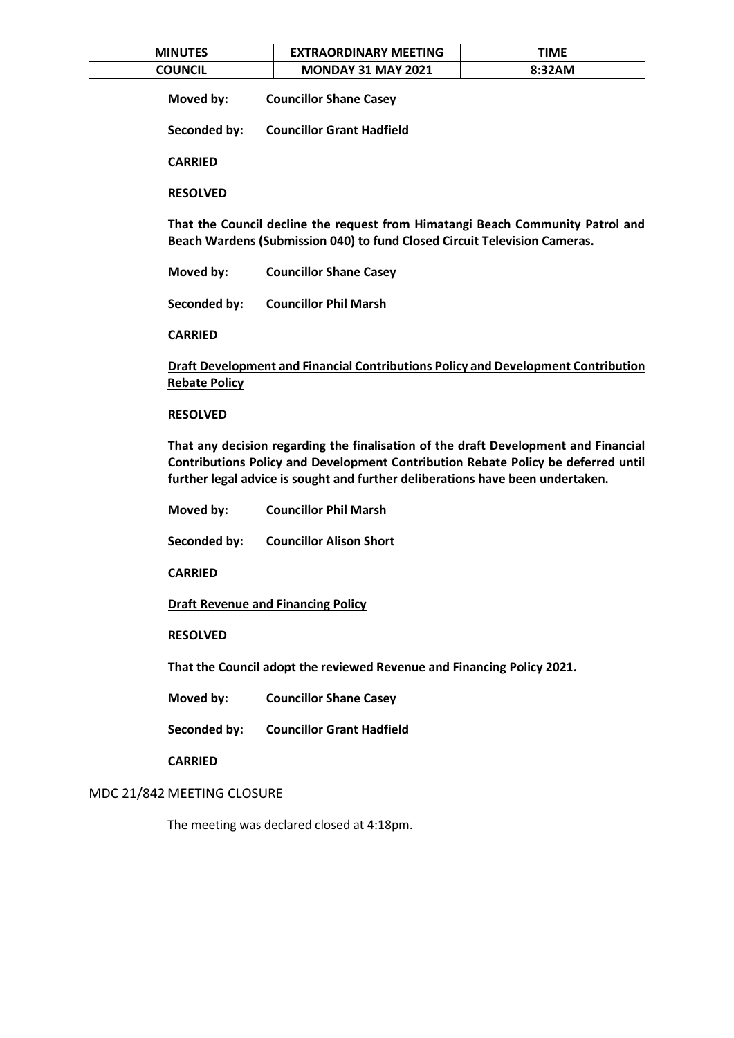**Moved by:** **Councillor Shane Casey**

**Seconded by:** **Councillor Grant Hadfield**

**CARRIED**

**RESOLVED**

**That the Council decline the request from Himatangi Beach Community Patrol and Beach Wardens (Submission 040) to fund Closed Circuit Television Cameras.**

**Moved by:** **Councillor Shane Casey**

**Seconded by:** **Councillor Phil Marsh**

**CARRIED**

**<u>Draft Development and Financial Contributions Policy and Development Contribution Rebate Policy</u>**

**RESOLVED**

**That any decision regarding the finalisation of the draft Development and Financial Contributions Policy and Development Contribution Rebate Policy be deferred until further legal advice is sought and further deliberations have been undertaken.**

**Moved by:** **Councillor Phil Marsh**

**Seconded by:** **Councillor Alison Short**

**CARRIED**

**<u>Draft Revenue and Financing Policy</u>**

**RESOLVED**

**That the Council adopt the reviewed Revenue and Financing Policy 2021.**

**Moved by:** **Councillor Shane Casey**

**Seconded by:** **Councillor Grant Hadfield**

**CARRIED**

## MDC 21/842 MEETING CLOSURE

The meeting was declared closed at 4:18pm.